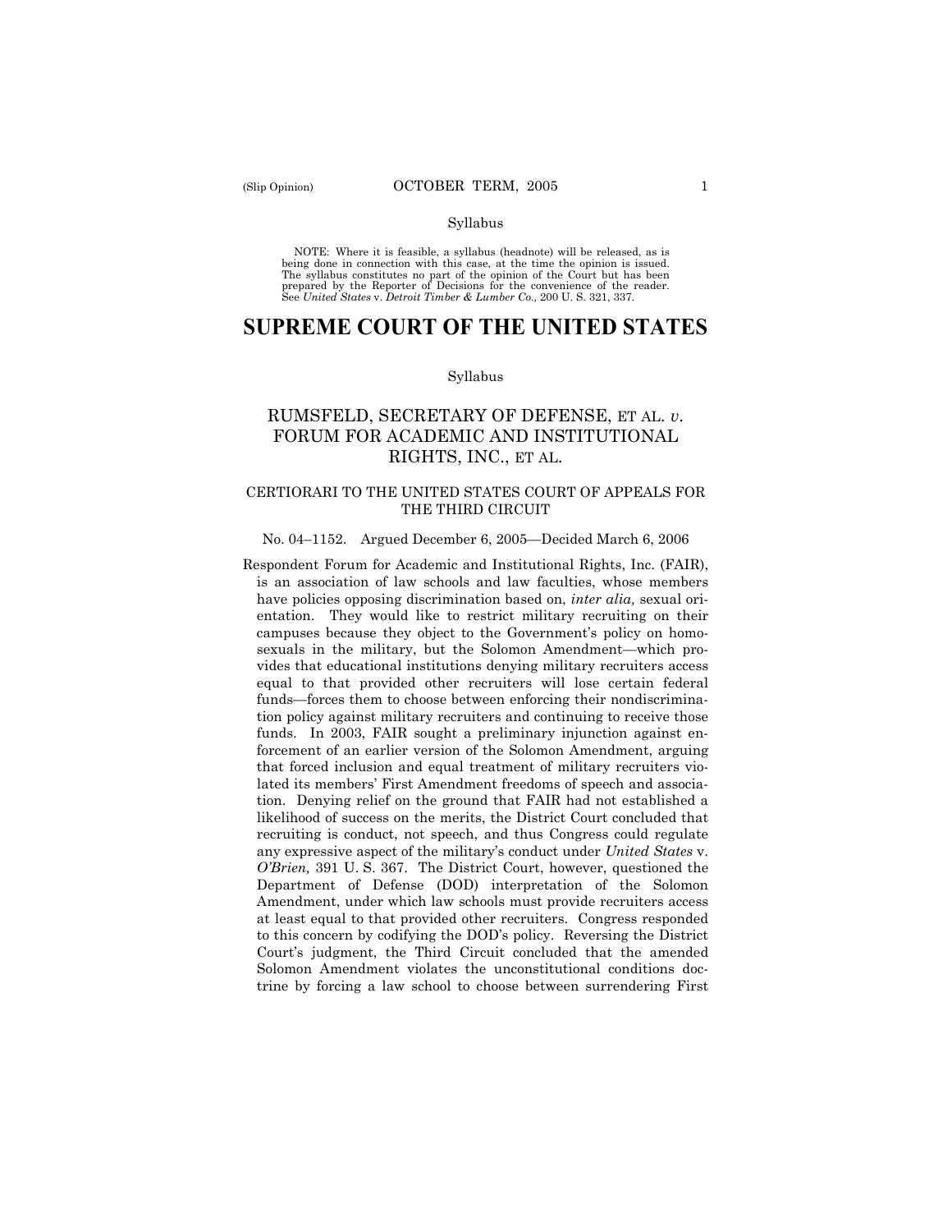Syllabus

NOTE: Where it is feasible, a syllabus (headnote) will be released, as is being done in connection with this case, at the time the opinion is issued. The syllabus constitutes no part of the opinion of the Court but has been prepared by the Reporter of Decisions for the convenience of the reader. See *United States* v. *Detroit Timber & Lumber Co.,* 200 U. S. 321, 337.

# SUPREME COURT OF THE UNITED STATES

Syllabus

## RUMSFELD, SECRETARY OF DEFENSE, ET AL. *v.* FORUM FOR ACADEMIC AND INSTITUTIONAL RIGHTS, INC., ET AL.

CERTIORARI TO THE UNITED STATES COURT OF APPEALS FOR THE THIRD CIRCUIT

No. 04–1152. Argued December 6, 2005—Decided March 6, 2006

Respondent Forum for Academic and Institutional Rights, Inc. (FAIR), is an association of law schools and law faculties, whose members have policies opposing discrimination based on, *inter alia,* sexual orientation. They would like to restrict military recruiting on their campuses because they object to the Government's policy on homosexuals in the military, but the Solomon Amendment—which provides that educational institutions denying military recruiters access equal to that provided other recruiters will lose certain federal funds—forces them to choose between enforcing their nondiscrimination policy against military recruiters and continuing to receive those funds. In 2003, FAIR sought a preliminary injunction against enforcement of an earlier version of the Solomon Amendment, arguing that forced inclusion and equal treatment of military recruiters violated its members' First Amendment freedoms of speech and association. Denying relief on the ground that FAIR had not established a likelihood of success on the merits, the District Court concluded that recruiting is conduct, not speech, and thus Congress could regulate any expressive aspect of the military's conduct under *United States* v. *O'Brien,* 391 U. S. 367. The District Court, however, questioned the Department of Defense (DOD) interpretation of the Solomon Amendment, under which law schools must provide recruiters access at least equal to that provided other recruiters. Congress responded to this concern by codifying the DOD's policy. Reversing the District Court's judgment, the Third Circuit concluded that the amended Solomon Amendment violates the unconstitutional conditions doctrine by forcing a law school to choose between surrendering First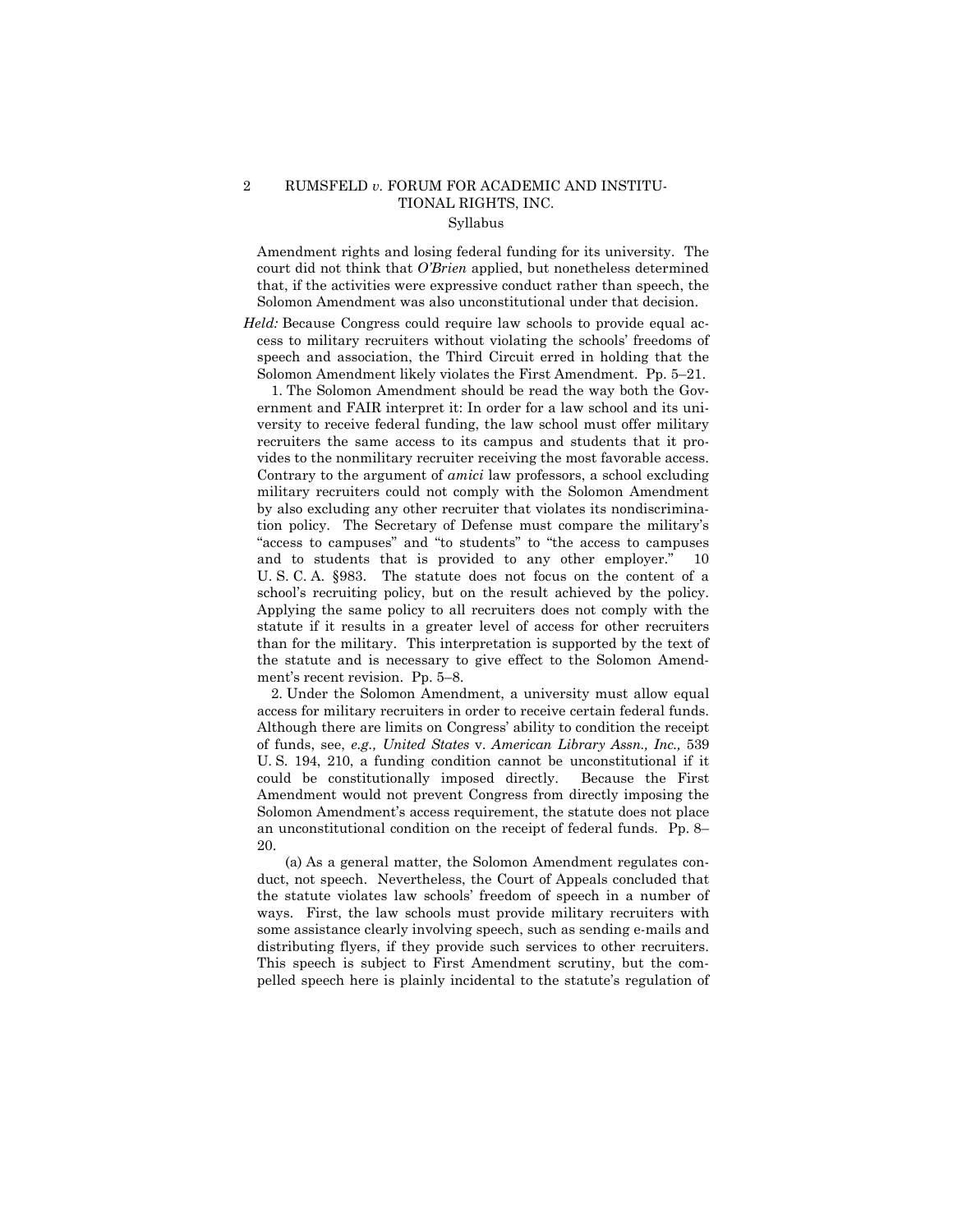Amendment rights and losing federal funding for its university. The court did not think that *O'Brien* applied, but nonetheless determined that, if the activities were expressive conduct rather than speech, the Solomon Amendment was also unconstitutional under that decision.

*Held:* Because Congress could require law schools to provide equal access to military recruiters without violating the schools' freedoms of speech and association, the Third Circuit erred in holding that the Solomon Amendment likely violates the First Amendment. Pp. 5–21.

1. The Solomon Amendment should be read the way both the Government and FAIR interpret it: In order for a law school and its university to receive federal funding, the law school must offer military recruiters the same access to its campus and students that it provides to the nonmilitary recruiter receiving the most favorable access. Contrary to the argument of *amici* law professors, a school excluding military recruiters could not comply with the Solomon Amendment by also excluding any other recruiter that violates its nondiscrimination policy. The Secretary of Defense must compare the military's "access to campuses" and "to students" to "the access to campuses and to students that is provided to any other employer." 10 U. S. C. A. §983. The statute does not focus on the content of a school's recruiting policy, but on the result achieved by the policy. Applying the same policy to all recruiters does not comply with the statute if it results in a greater level of access for other recruiters than for the military. This interpretation is supported by the text of the statute and is necessary to give effect to the Solomon Amendment's recent revision. Pp. 5–8.

2. Under the Solomon Amendment, a university must allow equal access for military recruiters in order to receive certain federal funds. Although there are limits on Congress' ability to condition the receipt of funds, see, *e.g., United States* v. *American Library Assn., Inc.,* 539 U. S. 194, 210, a funding condition cannot be unconstitutional if it could be constitutionally imposed directly. Because the First Amendment would not prevent Congress from directly imposing the Solomon Amendment's access requirement, the statute does not place an unconstitutional condition on the receipt of federal funds. Pp. 8–20.

(a) As a general matter, the Solomon Amendment regulates conduct, not speech. Nevertheless, the Court of Appeals concluded that the statute violates law schools' freedom of speech in a number of ways. First, the law schools must provide military recruiters with some assistance clearly involving speech, such as sending e-mails and distributing flyers, if they provide such services to other recruiters. This speech is subject to First Amendment scrutiny, but the compelled speech here is plainly incidental to the statute's regulation of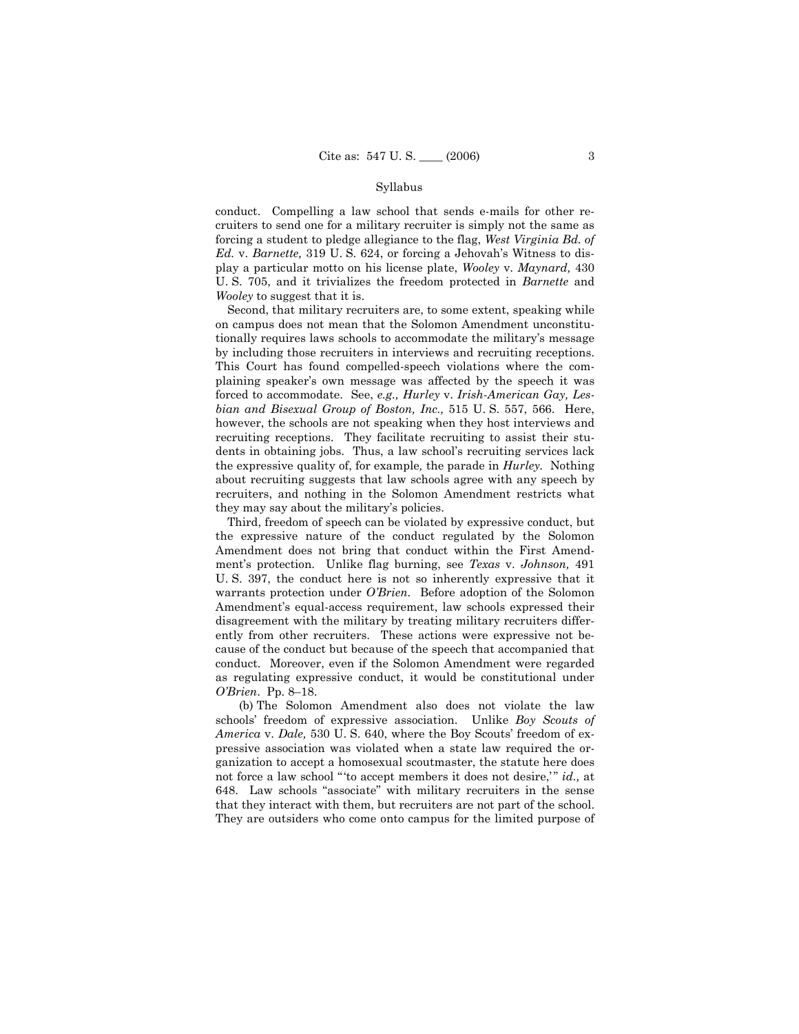conduct. Compelling a law school that sends e-mails for other recruiters to send one for a military recruiter is simply not the same as forcing a student to pledge allegiance to the flag, *West Virginia Bd. of Ed.* v. *Barnette,* 319 U. S. 624, or forcing a Jehovah's Witness to display a particular motto on his license plate, *Wooley* v. *Maynard,* 430 U. S. 705, and it trivializes the freedom protected in *Barnette* and *Wooley* to suggest that it is.

Second, that military recruiters are, to some extent, speaking while on campus does not mean that the Solomon Amendment unconstitutionally requires laws schools to accommodate the military's message by including those recruiters in interviews and recruiting receptions. This Court has found compelled-speech violations where the complaining speaker's own message was affected by the speech it was forced to accommodate. See, *e.g., Hurley* v. *Irish-American Gay, Lesbian and Bisexual Group of Boston, Inc.,* 515 U. S. 557, 566. Here, however, the schools are not speaking when they host interviews and recruiting receptions. They facilitate recruiting to assist their students in obtaining jobs. Thus, a law school's recruiting services lack the expressive quality of, for example*,* the parade in *Hurley.* Nothing about recruiting suggests that law schools agree with any speech by recruiters, and nothing in the Solomon Amendment restricts what they may say about the military's policies.

Third, freedom of speech can be violated by expressive conduct, but the expressive nature of the conduct regulated by the Solomon Amendment does not bring that conduct within the First Amendment's protection. Unlike flag burning, see *Texas* v. *Johnson,* 491 U. S. 397, the conduct here is not so inherently expressive that it warrants protection under *O'Brien.* Before adoption of the Solomon Amendment's equal-access requirement, law schools expressed their disagreement with the military by treating military recruiters differently from other recruiters. These actions were expressive not because of the conduct but because of the speech that accompanied that conduct. Moreover, even if the Solomon Amendment were regarded as regulating expressive conduct, it would be constitutional under *O'Brien*. Pp. 8–18.

(b) The Solomon Amendment also does not violate the law schools' freedom of expressive association. Unlike *Boy Scouts of America* v. *Dale,* 530 U. S. 640, where the Boy Scouts' freedom of expressive association was violated when a state law required the organization to accept a homosexual scoutmaster, the statute here does not force a law school "'to accept members it does not desire,'" *id.,* at 648. Law schools "associate" with military recruiters in the sense that they interact with them, but recruiters are not part of the school. They are outsiders who come onto campus for the limited purpose of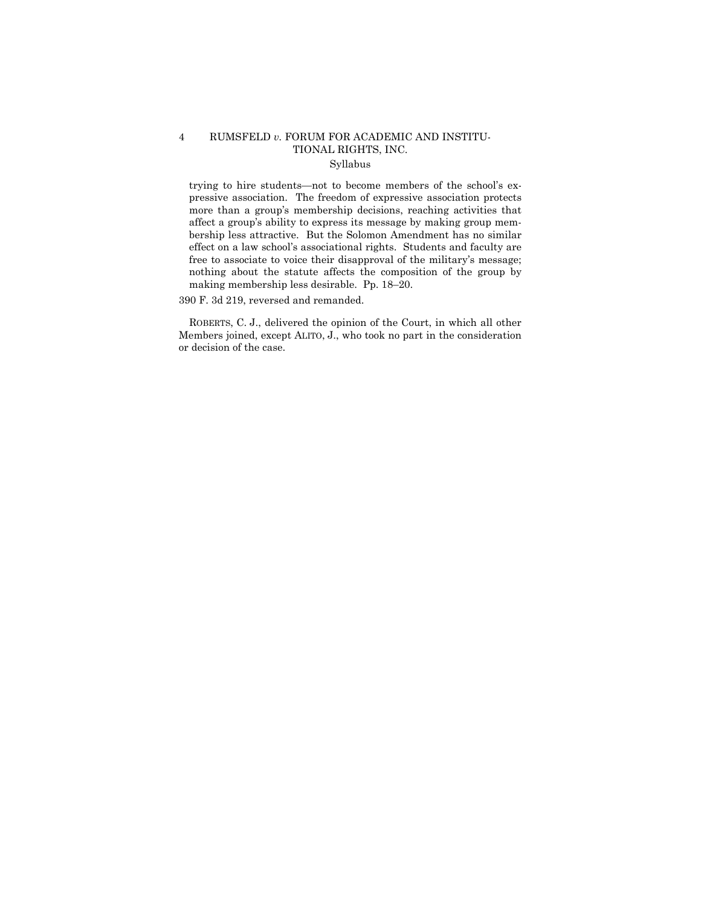trying to hire students—not to become members of the school's expressive association. The freedom of expressive association protects more than a group's membership decisions, reaching activities that affect a group's ability to express its message by making group membership less attractive. But the Solomon Amendment has no similar effect on a law school's associational rights. Students and faculty are free to associate to voice their disapproval of the military's message; nothing about the statute affects the composition of the group by making membership less desirable. Pp. 18–20.

390 F. 3d 219, reversed and remanded.

ROBERTS, C. J., delivered the opinion of the Court, in which all other Members joined, except ALITO, J., who took no part in the consideration or decision of the case.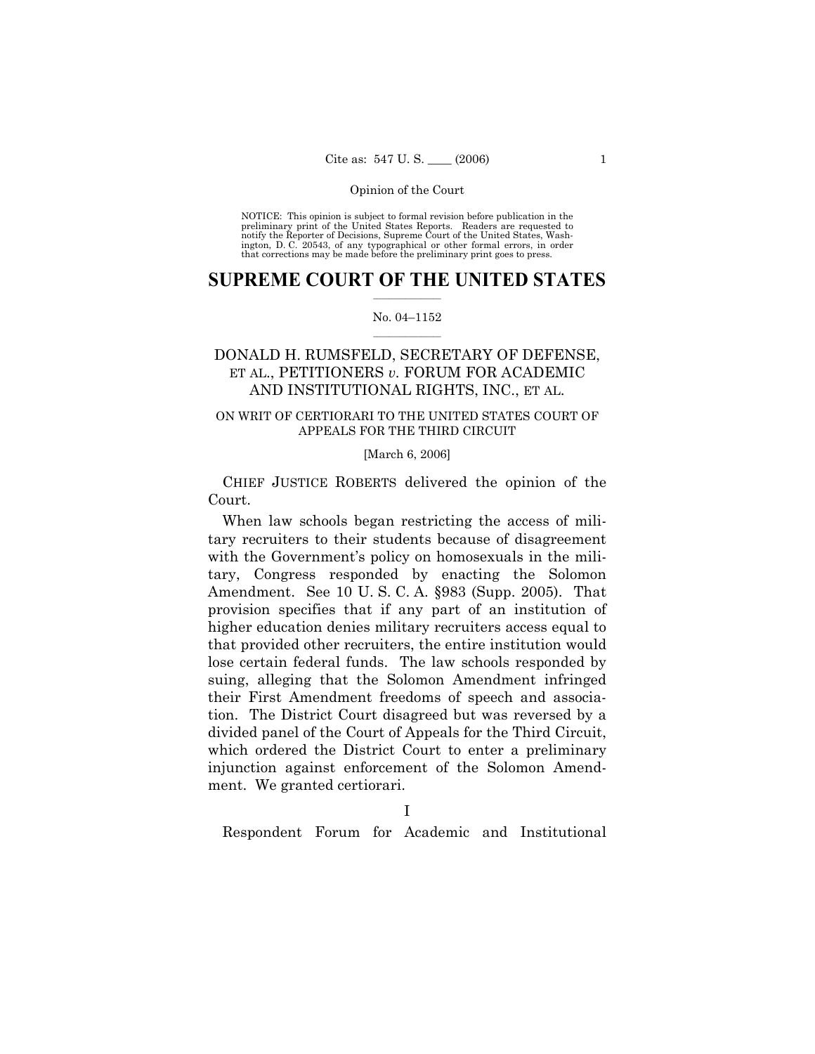Opinion of the Court

NOTICE: This opinion is subject to formal revision before publication in the preliminary print of the United States Reports. Readers are requested to notify the Reporter of Decisions, Supreme Court of the United States, Washington, D. C. 20543, of any typographical or other formal errors, in order that corrections may be made before the preliminary print goes to press.

# SUPREME COURT OF THE UNITED STATES

No. 04–1152

## DONALD H. RUMSFELD, SECRETARY OF DEFENSE, ET AL., PETITIONERS *v.* FORUM FOR ACADEMIC AND INSTITUTIONAL RIGHTS, INC., ET AL.

ON WRIT OF CERTIORARI TO THE UNITED STATES COURT OF APPEALS FOR THE THIRD CIRCUIT

[March 6, 2006]

CHIEF JUSTICE ROBERTS delivered the opinion of the Court.

When law schools began restricting the access of military recruiters to their students because of disagreement with the Government's policy on homosexuals in the military, Congress responded by enacting the Solomon Amendment. See 10 U. S. C. A. §983 (Supp. 2005). That provision specifies that if any part of an institution of higher education denies military recruiters access equal to that provided other recruiters, the entire institution would lose certain federal funds. The law schools responded by suing, alleging that the Solomon Amendment infringed their First Amendment freedoms of speech and association. The District Court disagreed but was reversed by a divided panel of the Court of Appeals for the Third Circuit, which ordered the District Court to enter a preliminary injunction against enforcement of the Solomon Amendment. We granted certiorari.

## I

Respondent Forum for Academic and Institutional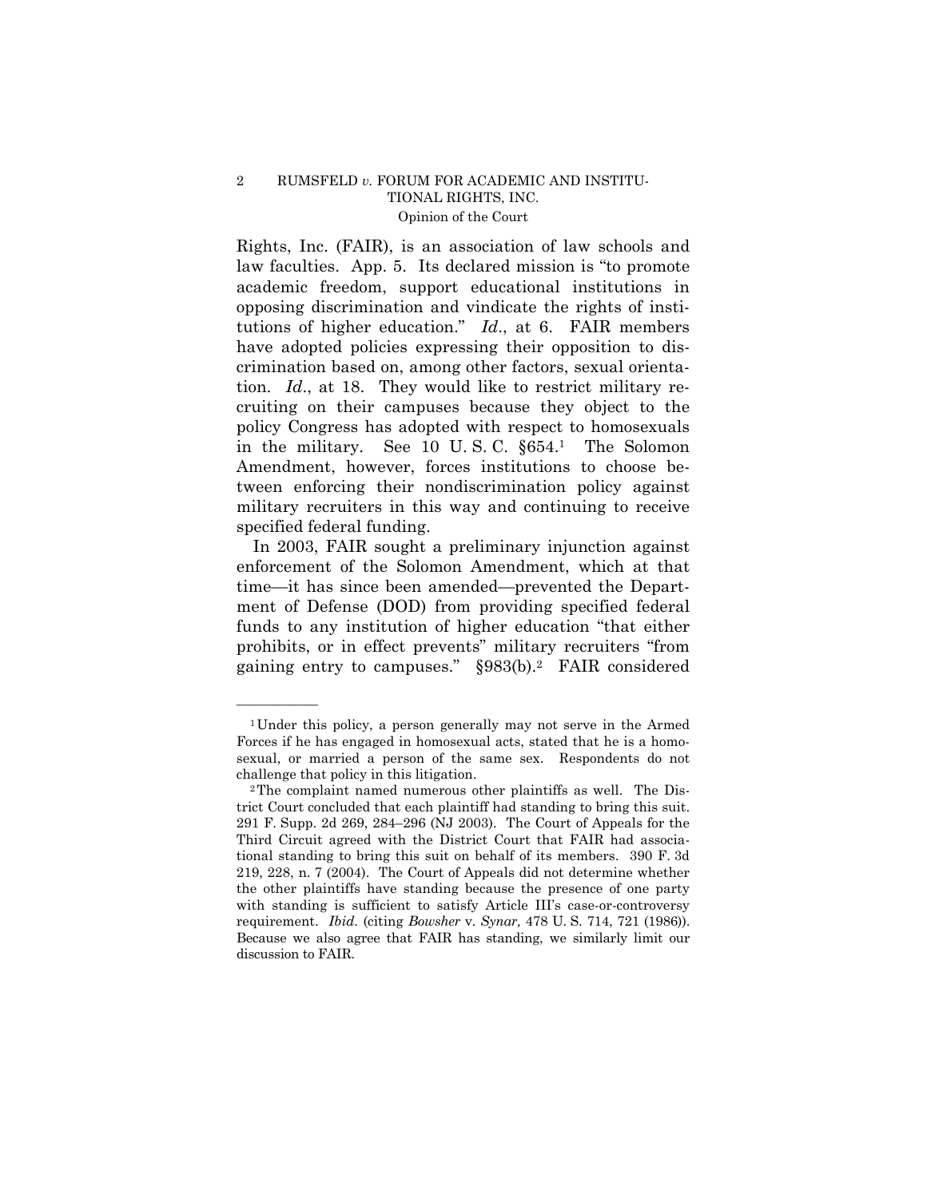Rights, Inc. (FAIR), is an association of law schools and law faculties. App. 5. Its declared mission is "to promote academic freedom, support educational institutions in opposing discrimination and vindicate the rights of institutions of higher education." *Id*., at 6. FAIR members have adopted policies expressing their opposition to discrimination based on, among other factors, sexual orientation. *Id*., at 18. They would like to restrict military recruiting on their campuses because they object to the policy Congress has adopted with respect to homosexuals in the military. See 10 U. S. C. §654.[1] The Solomon Amendment, however, forces institutions to choose between enforcing their nondiscrimination policy against military recruiters in this way and continuing to receive specified federal funding.

In 2003, FAIR sought a preliminary injunction against enforcement of the Solomon Amendment, which at that time—it has since been amended—prevented the Department of Defense (DOD) from providing specified federal funds to any institution of higher education "that either prohibits, or in effect prevents" military recruiters "from gaining entry to campuses." §983(b).[2] FAIR considered

---

[1] Under this policy, a person generally may not serve in the Armed Forces if he has engaged in homosexual acts, stated that he is a homosexual, or married a person of the same sex. Respondents do not challenge that policy in this litigation.

[2] The complaint named numerous other plaintiffs as well. The District Court concluded that each plaintiff had standing to bring this suit. 291 F. Supp. 2d 269, 284–296 (NJ 2003). The Court of Appeals for the Third Circuit agreed with the District Court that FAIR had associational standing to bring this suit on behalf of its members. 390 F. 3d 219, 228, n. 7 (2004). The Court of Appeals did not determine whether the other plaintiffs have standing because the presence of one party with standing is sufficient to satisfy Article III's case-or-controversy requirement. *Ibid*. (citing *Bowsher* v. *Synar,* 478 U. S. 714, 721 (1986)). Because we also agree that FAIR has standing, we similarly limit our discussion to FAIR.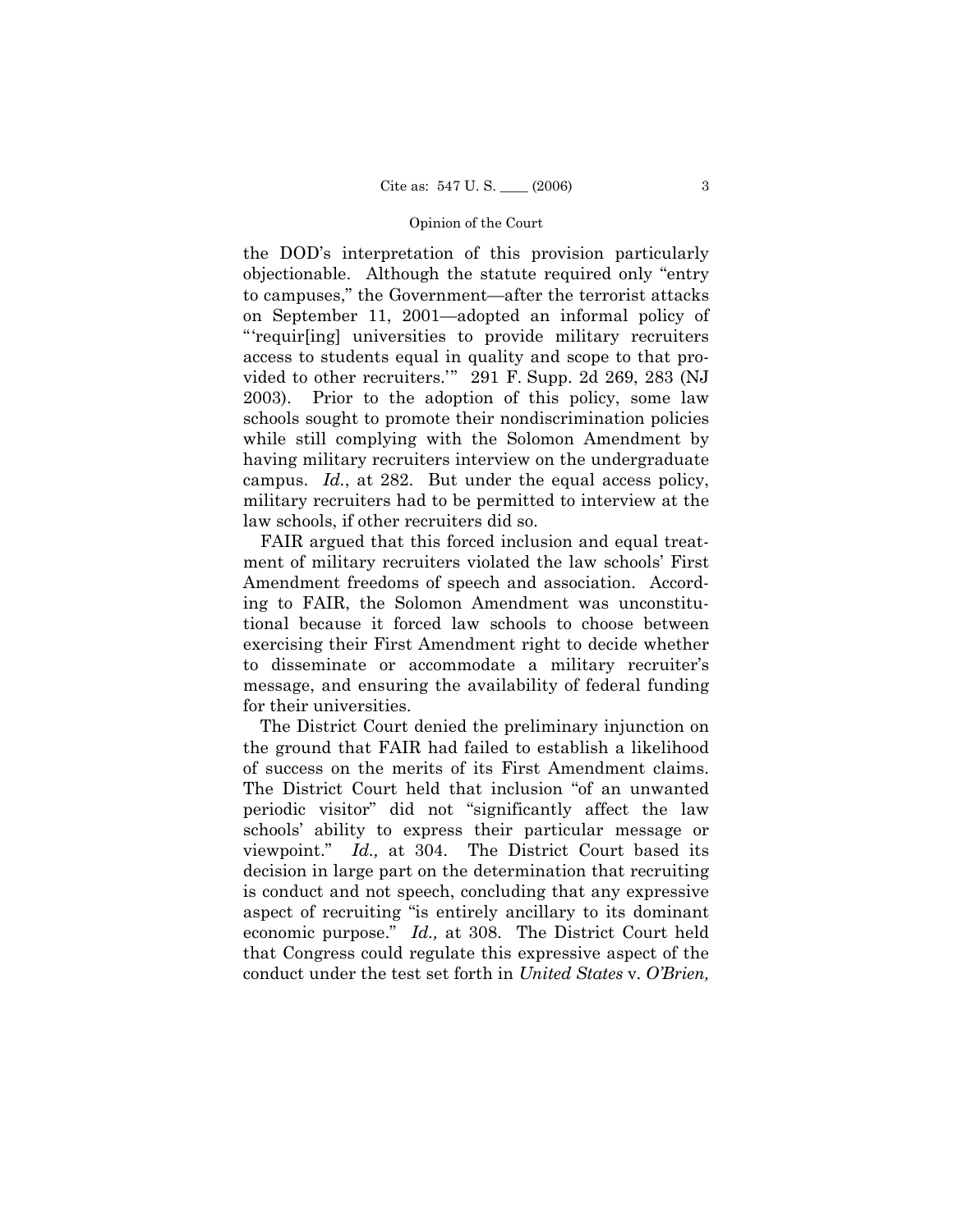the DOD's interpretation of this provision particularly objectionable. Although the statute required only "entry to campuses," the Government—after the terrorist attacks on September 11, 2001—adopted an informal policy of "'requir[ing] universities to provide military recruiters access to students equal in quality and scope to that provided to other recruiters.'" 291 F. Supp. 2d 269, 283 (NJ 2003). Prior to the adoption of this policy, some law schools sought to promote their nondiscrimination policies while still complying with the Solomon Amendment by having military recruiters interview on the undergraduate campus. *Id.*, at 282. But under the equal access policy, military recruiters had to be permitted to interview at the law schools, if other recruiters did so.

FAIR argued that this forced inclusion and equal treatment of military recruiters violated the law schools' First Amendment freedoms of speech and association. According to FAIR, the Solomon Amendment was unconstitutional because it forced law schools to choose between exercising their First Amendment right to decide whether to disseminate or accommodate a military recruiter's message, and ensuring the availability of federal funding for their universities.

The District Court denied the preliminary injunction on the ground that FAIR had failed to establish a likelihood of success on the merits of its First Amendment claims. The District Court held that inclusion "of an unwanted periodic visitor" did not "significantly affect the law schools' ability to express their particular message or viewpoint." *Id.,* at 304. The District Court based its decision in large part on the determination that recruiting is conduct and not speech, concluding that any expressive aspect of recruiting "is entirely ancillary to its dominant economic purpose." *Id.,* at 308. The District Court held that Congress could regulate this expressive aspect of the conduct under the test set forth in *United States* v. *O'Brien,*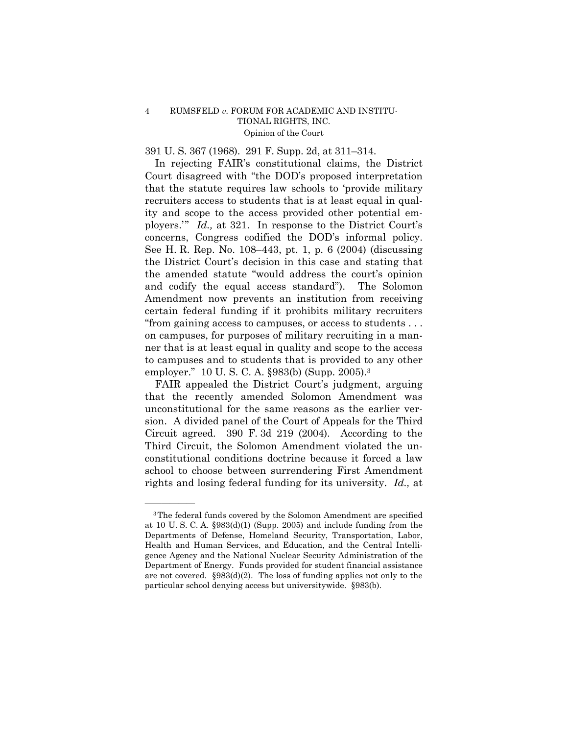391 U. S. 367 (1968). 291 F. Supp. 2d, at 311–314.

In rejecting FAIR's constitutional claims, the District Court disagreed with "the DOD's proposed interpretation that the statute requires law schools to 'provide military recruiters access to students that is at least equal in quality and scope to the access provided other potential employers.'" *Id.,* at 321. In response to the District Court's concerns, Congress codified the DOD's informal policy. See H. R. Rep. No. 108–443, pt. 1, p. 6 (2004) (discussing the District Court's decision in this case and stating that the amended statute "would address the court's opinion and codify the equal access standard"). The Solomon Amendment now prevents an institution from receiving certain federal funding if it prohibits military recruiters "from gaining access to campuses, or access to students . . . on campuses, for purposes of military recruiting in a manner that is at least equal in quality and scope to the access to campuses and to students that is provided to any other employer." 10 U. S. C. A. §983(b) (Supp. 2005).[3]

FAIR appealed the District Court's judgment, arguing that the recently amended Solomon Amendment was unconstitutional for the same reasons as the earlier version. A divided panel of the Court of Appeals for the Third Circuit agreed. 390 F. 3d 219 (2004). According to the Third Circuit, the Solomon Amendment violated the unconstitutional conditions doctrine because it forced a law school to choose between surrendering First Amendment rights and losing federal funding for its university. *Id.,* at

---

[3] The federal funds covered by the Solomon Amendment are specified at 10 U. S. C. A. §983(d)(1) (Supp. 2005) and include funding from the Departments of Defense, Homeland Security, Transportation, Labor, Health and Human Services, and Education, and the Central Intelligence Agency and the National Nuclear Security Administration of the Department of Energy. Funds provided for student financial assistance are not covered. §983(d)(2). The loss of funding applies not only to the particular school denying access but universitywide. §983(b).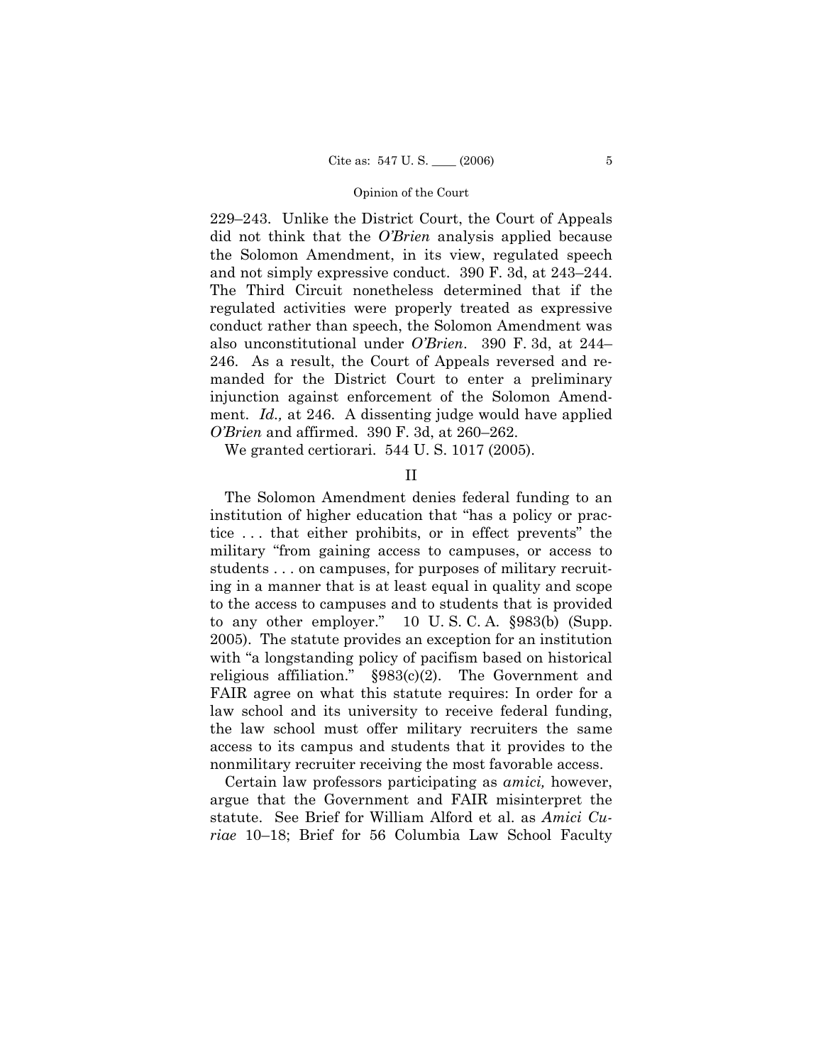229–243. Unlike the District Court, the Court of Appeals did not think that the *O'Brien* analysis applied because the Solomon Amendment, in its view, regulated speech and not simply expressive conduct. 390 F. 3d, at 243–244. The Third Circuit nonetheless determined that if the regulated activities were properly treated as expressive conduct rather than speech, the Solomon Amendment was also unconstitutional under *O'Brien*. 390 F. 3d, at 244–246. As a result, the Court of Appeals reversed and remanded for the District Court to enter a preliminary injunction against enforcement of the Solomon Amendment. *Id.,* at 246. A dissenting judge would have applied *O'Brien* and affirmed. 390 F. 3d, at 260–262.

We granted certiorari. 544 U. S. 1017 (2005).

## II

The Solomon Amendment denies federal funding to an institution of higher education that "has a policy or practice . . . that either prohibits, or in effect prevents" the military "from gaining access to campuses, or access to students . . . on campuses, for purposes of military recruiting in a manner that is at least equal in quality and scope to the access to campuses and to students that is provided to any other employer." 10 U. S. C. A. §983(b) (Supp. 2005). The statute provides an exception for an institution with "a longstanding policy of pacifism based on historical religious affiliation." §983(c)(2). The Government and FAIR agree on what this statute requires: In order for a law school and its university to receive federal funding, the law school must offer military recruiters the same access to its campus and students that it provides to the nonmilitary recruiter receiving the most favorable access.

Certain law professors participating as *amici,* however, argue that the Government and FAIR misinterpret the statute. See Brief for William Alford et al. as *Amici Curiae* 10–18; Brief for 56 Columbia Law School Faculty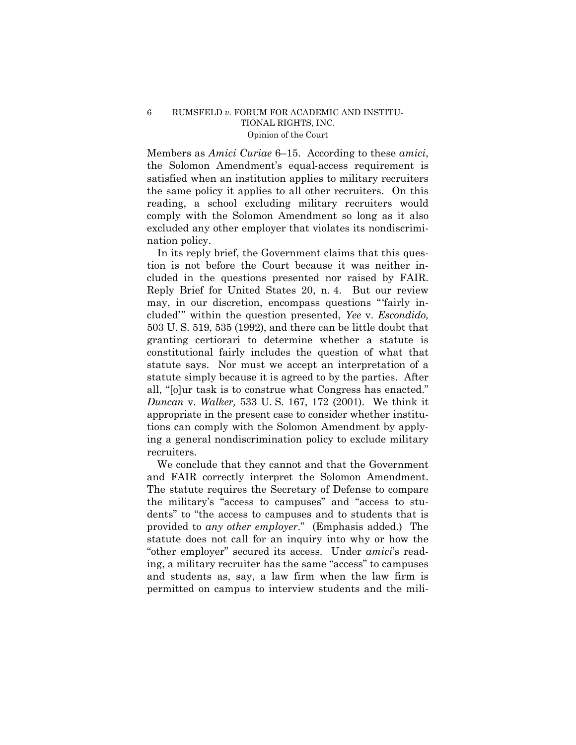Members as *Amici Curiae* 6–15. According to these *amici*, the Solomon Amendment's equal-access requirement is satisfied when an institution applies to military recruiters the same policy it applies to all other recruiters. On this reading, a school excluding military recruiters would comply with the Solomon Amendment so long as it also excluded any other employer that violates its nondiscrimination policy.

In its reply brief, the Government claims that this question is not before the Court because it was neither included in the questions presented nor raised by FAIR. Reply Brief for United States 20, n. 4. But our review may, in our discretion, encompass questions "'fairly included'" within the question presented, *Yee* v. *Escondido,* 503 U. S. 519, 535 (1992), and there can be little doubt that granting certiorari to determine whether a statute is constitutional fairly includes the question of what that statute says. Nor must we accept an interpretation of a statute simply because it is agreed to by the parties. After all, "[o]ur task is to construe what Congress has enacted." *Duncan* v. *Walker,* 533 U. S. 167, 172 (2001). We think it appropriate in the present case to consider whether institutions can comply with the Solomon Amendment by applying a general nondiscrimination policy to exclude military recruiters.

We conclude that they cannot and that the Government and FAIR correctly interpret the Solomon Amendment. The statute requires the Secretary of Defense to compare the military's "access to campuses" and "access to students" to "the access to campuses and to students that is provided to *any other employer*." (Emphasis added.) The statute does not call for an inquiry into why or how the "other employer" secured its access. Under *amici*'s reading, a military recruiter has the same "access" to campuses and students as, say, a law firm when the law firm is permitted on campus to interview students and the mili-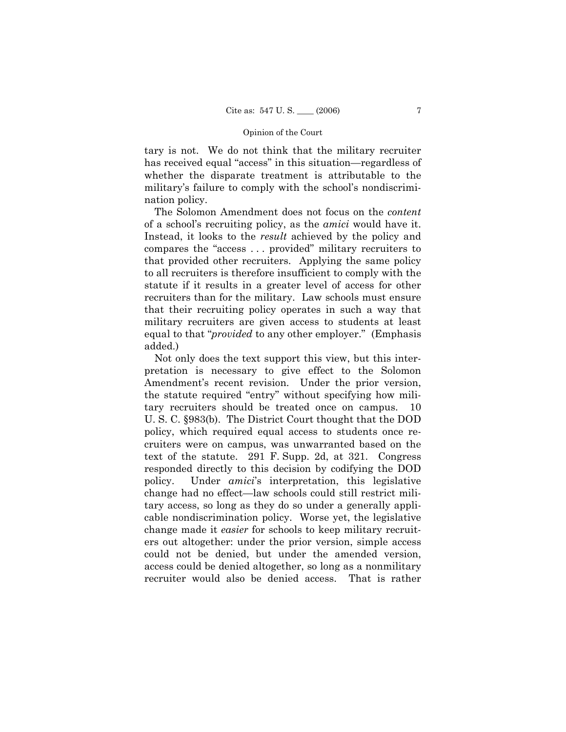tary is not. We do not think that the military recruiter has received equal "access" in this situation—regardless of whether the disparate treatment is attributable to the military's failure to comply with the school's nondiscrimination policy.

The Solomon Amendment does not focus on the *content* of a school's recruiting policy, as the *amici* would have it. Instead, it looks to the *result* achieved by the policy and compares the "access . . . provided" military recruiters to that provided other recruiters. Applying the same policy to all recruiters is therefore insufficient to comply with the statute if it results in a greater level of access for other recruiters than for the military. Law schools must ensure that their recruiting policy operates in such a way that military recruiters are given access to students at least equal to that "*provided* to any other employer." (Emphasis added.)

Not only does the text support this view, but this interpretation is necessary to give effect to the Solomon Amendment's recent revision. Under the prior version, the statute required "entry" without specifying how military recruiters should be treated once on campus. 10 U. S. C. §983(b). The District Court thought that the DOD policy, which required equal access to students once recruiters were on campus, was unwarranted based on the text of the statute. 291 F. Supp. 2d, at 321. Congress responded directly to this decision by codifying the DOD policy. Under *amici*'s interpretation, this legislative change had no effect—law schools could still restrict military access, so long as they do so under a generally applicable nondiscrimination policy. Worse yet, the legislative change made it *easier* for schools to keep military recruiters out altogether: under the prior version, simple access could not be denied, but under the amended version, access could be denied altogether, so long as a nonmilitary recruiter would also be denied access. That is rather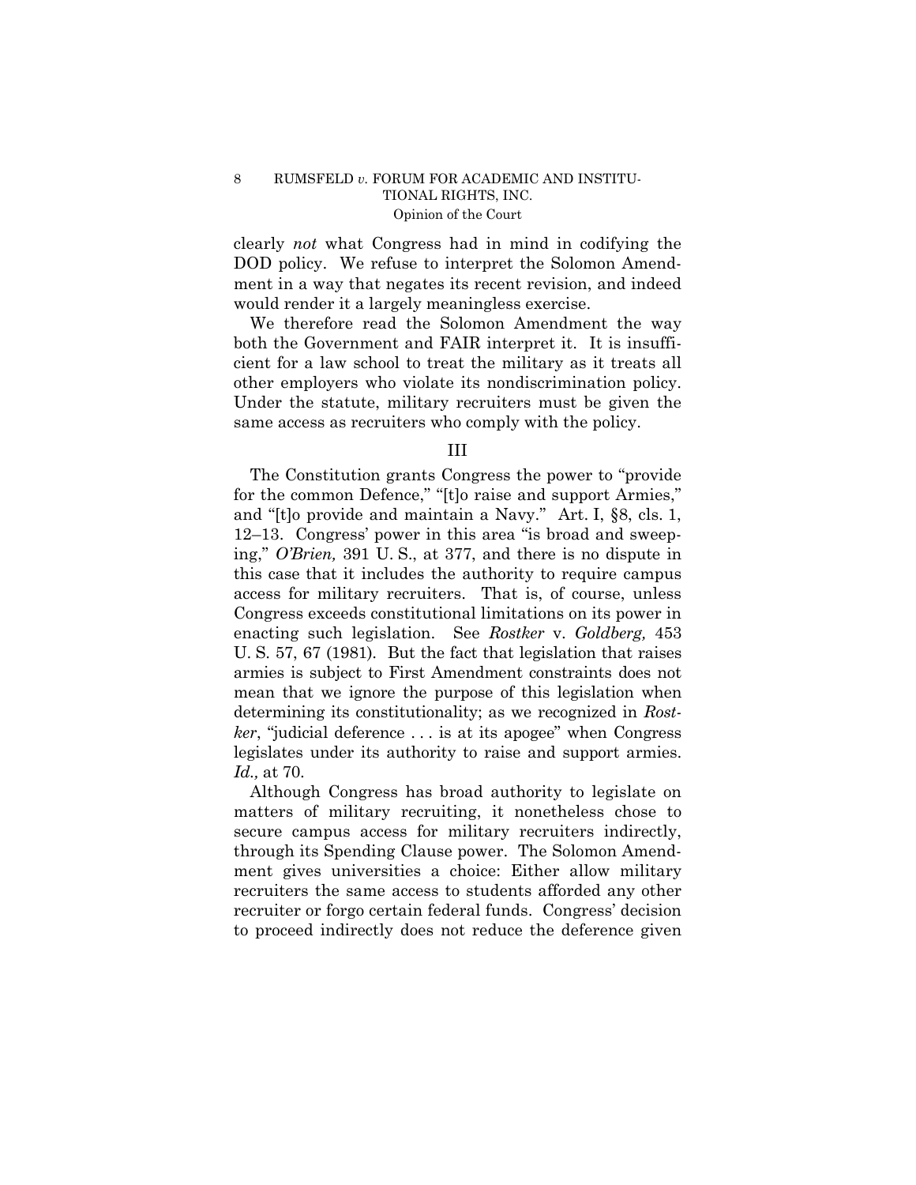clearly *not* what Congress had in mind in codifying the DOD policy. We refuse to interpret the Solomon Amendment in a way that negates its recent revision, and indeed would render it a largely meaningless exercise.

We therefore read the Solomon Amendment the way both the Government and FAIR interpret it. It is insufficient for a law school to treat the military as it treats all other employers who violate its nondiscrimination policy. Under the statute, military recruiters must be given the same access as recruiters who comply with the policy.

## III

The Constitution grants Congress the power to "provide for the common Defence," "[t]o raise and support Armies," and "[t]o provide and maintain a Navy." Art. I, §8, cls. 1, 12–13. Congress' power in this area "is broad and sweeping," *O'Brien,* 391 U. S., at 377, and there is no dispute in this case that it includes the authority to require campus access for military recruiters. That is, of course, unless Congress exceeds constitutional limitations on its power in enacting such legislation. See *Rostker* v. *Goldberg,* 453 U. S. 57, 67 (1981). But the fact that legislation that raises armies is subject to First Amendment constraints does not mean that we ignore the purpose of this legislation when determining its constitutionality; as we recognized in *Rostker*, "judicial deference . . . is at its apogee" when Congress legislates under its authority to raise and support armies. *Id.,* at 70.

Although Congress has broad authority to legislate on matters of military recruiting, it nonetheless chose to secure campus access for military recruiters indirectly, through its Spending Clause power. The Solomon Amendment gives universities a choice: Either allow military recruiters the same access to students afforded any other recruiter or forgo certain federal funds. Congress' decision to proceed indirectly does not reduce the deference given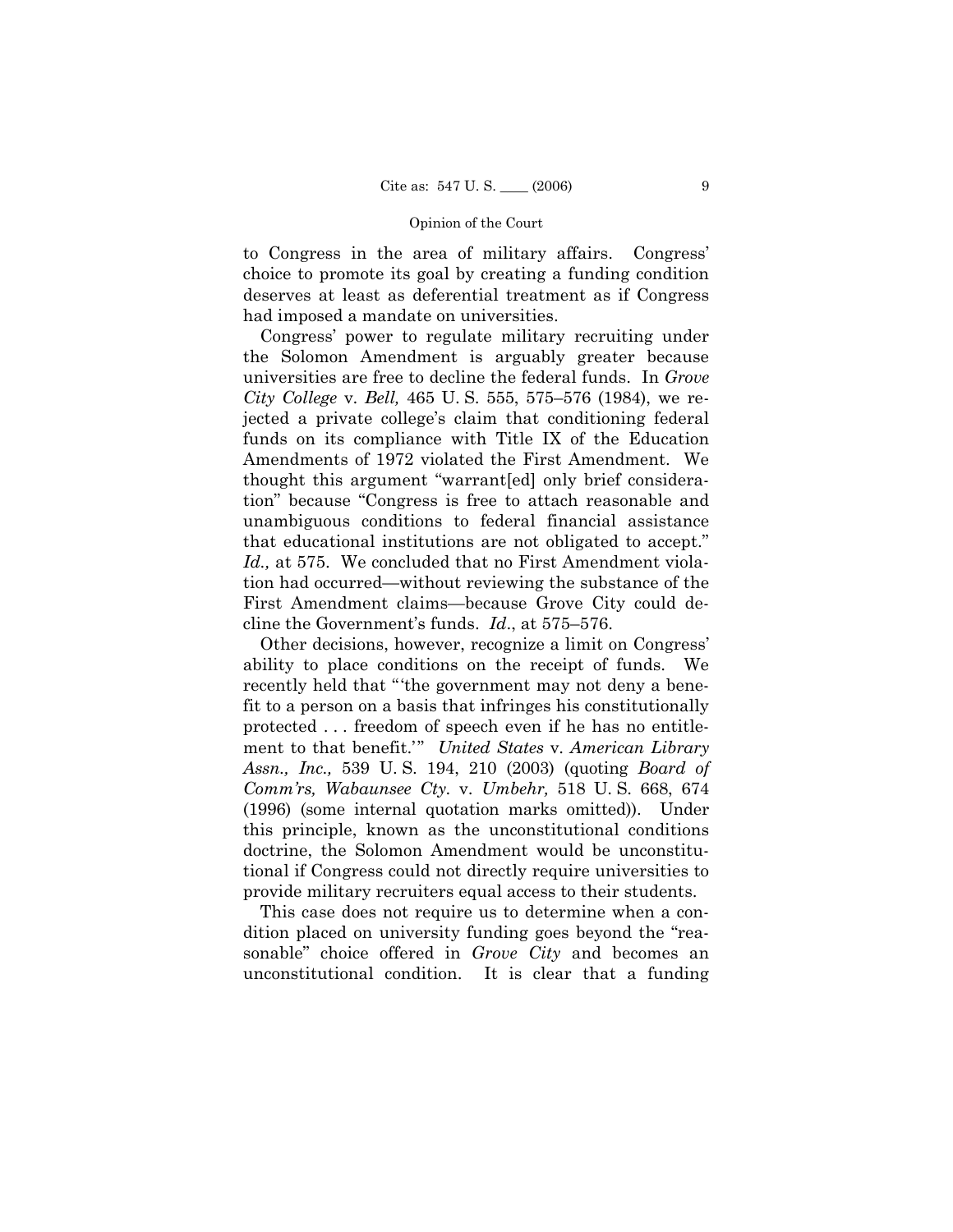to Congress in the area of military affairs. Congress' choice to promote its goal by creating a funding condition deserves at least as deferential treatment as if Congress had imposed a mandate on universities.

Congress' power to regulate military recruiting under the Solomon Amendment is arguably greater because universities are free to decline the federal funds. In *Grove City College* v. *Bell,* 465 U. S. 555, 575–576 (1984), we rejected a private college's claim that conditioning federal funds on its compliance with Title IX of the Education Amendments of 1972 violated the First Amendment. We thought this argument "warrant[ed] only brief consideration" because "Congress is free to attach reasonable and unambiguous conditions to federal financial assistance that educational institutions are not obligated to accept." *Id.,* at 575. We concluded that no First Amendment violation had occurred—without reviewing the substance of the First Amendment claims—because Grove City could decline the Government's funds. *Id*., at 575–576.

Other decisions, however, recognize a limit on Congress' ability to place conditions on the receipt of funds. We recently held that "'the government may not deny a benefit to a person on a basis that infringes his constitutionally protected . . . freedom of speech even if he has no entitlement to that benefit.'" *United States* v. *American Library Assn., Inc.,* 539 U. S. 194, 210 (2003) (quoting *Board of Comm'rs, Wabaunsee Cty.* v. *Umbehr,* 518 U. S. 668, 674 (1996) (some internal quotation marks omitted)). Under this principle, known as the unconstitutional conditions doctrine, the Solomon Amendment would be unconstitutional if Congress could not directly require universities to provide military recruiters equal access to their students.

This case does not require us to determine when a condition placed on university funding goes beyond the "reasonable" choice offered in *Grove City* and becomes an unconstitutional condition. It is clear that a funding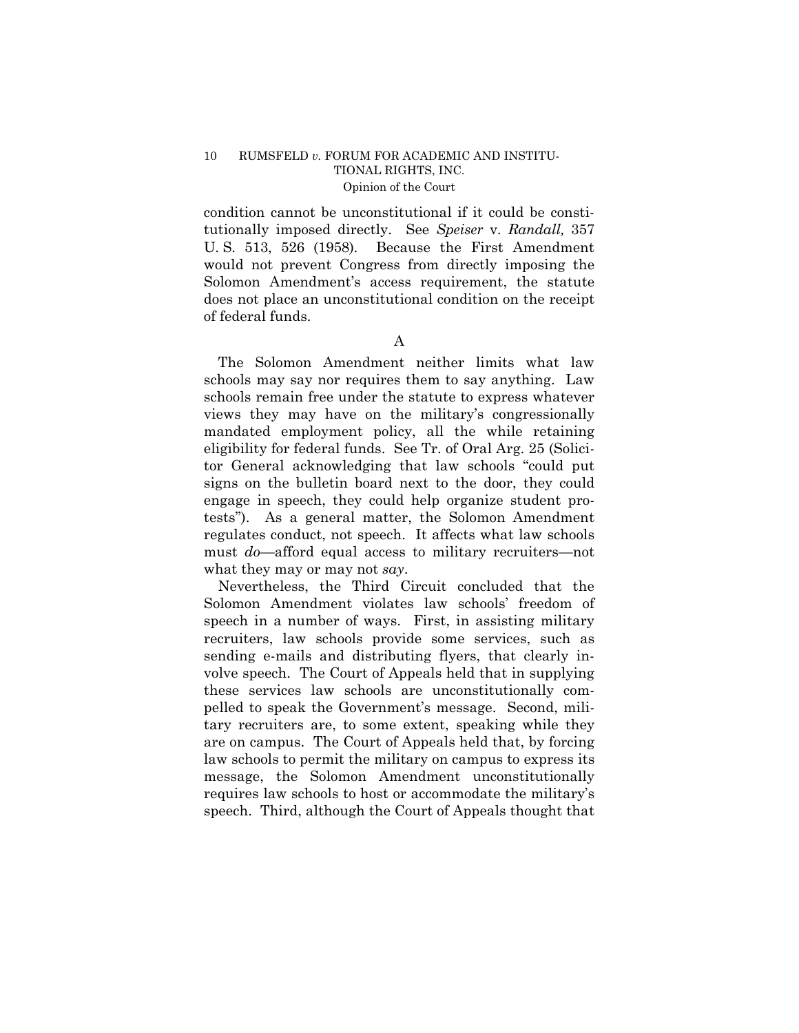condition cannot be unconstitutional if it could be constitutionally imposed directly. See *Speiser* v. *Randall,* 357 U. S. 513, 526 (1958). Because the First Amendment would not prevent Congress from directly imposing the Solomon Amendment's access requirement, the statute does not place an unconstitutional condition on the receipt of federal funds.

A

The Solomon Amendment neither limits what law schools may say nor requires them to say anything. Law schools remain free under the statute to express whatever views they may have on the military's congressionally mandated employment policy, all the while retaining eligibility for federal funds. See Tr. of Oral Arg. 25 (Solicitor General acknowledging that law schools "could put signs on the bulletin board next to the door, they could engage in speech, they could help organize student protests"). As a general matter, the Solomon Amendment regulates conduct, not speech. It affects what law schools must *do*—afford equal access to military recruiters—not what they may or may not *say*.

Nevertheless, the Third Circuit concluded that the Solomon Amendment violates law schools' freedom of speech in a number of ways. First, in assisting military recruiters, law schools provide some services, such as sending e-mails and distributing flyers, that clearly involve speech. The Court of Appeals held that in supplying these services law schools are unconstitutionally compelled to speak the Government's message. Second, military recruiters are, to some extent, speaking while they are on campus. The Court of Appeals held that, by forcing law schools to permit the military on campus to express its message, the Solomon Amendment unconstitutionally requires law schools to host or accommodate the military's speech. Third, although the Court of Appeals thought that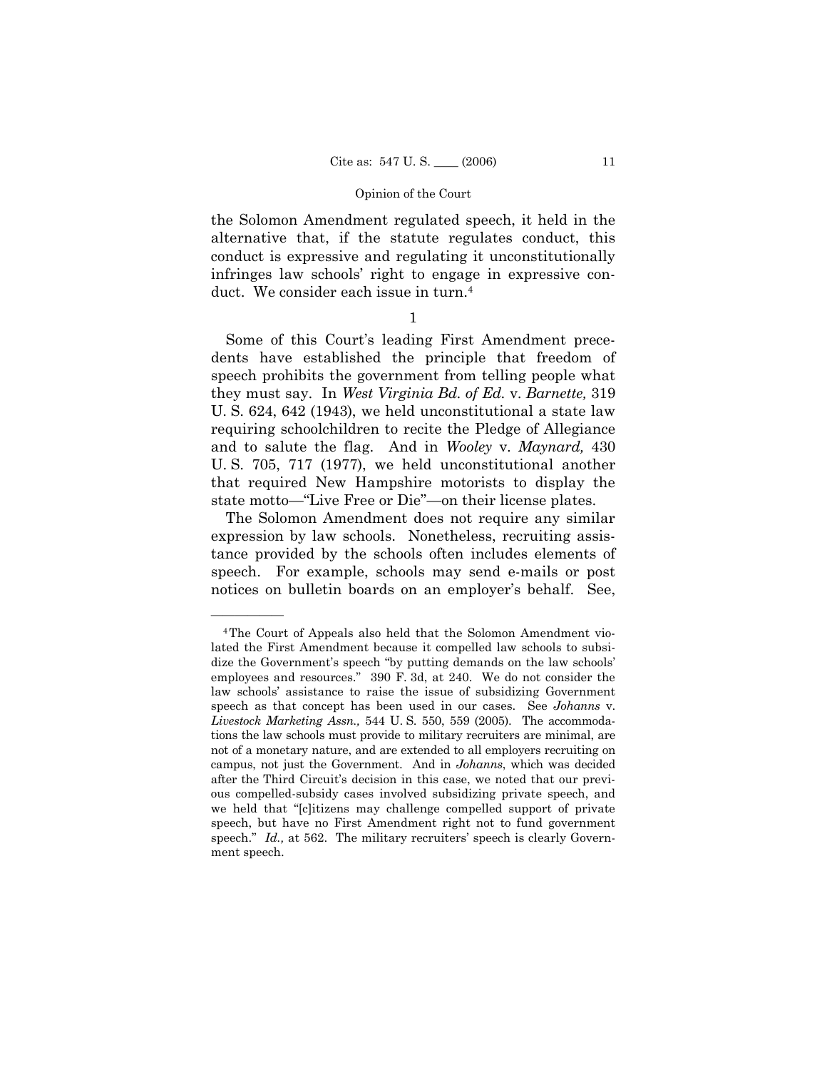the Solomon Amendment regulated speech, it held in the alternative that, if the statute regulates conduct, this conduct is expressive and regulating it unconstitutionally infringes law schools' right to engage in expressive conduct. We consider each issue in turn.[4]

1

Some of this Court's leading First Amendment precedents have established the principle that freedom of speech prohibits the government from telling people what they must say. In *West Virginia Bd. of Ed.* v. *Barnette,* 319 U. S. 624, 642 (1943), we held unconstitutional a state law requiring schoolchildren to recite the Pledge of Allegiance and to salute the flag. And in *Wooley* v. *Maynard,* 430 U. S. 705, 717 (1977), we held unconstitutional another that required New Hampshire motorists to display the state motto—"Live Free or Die"—on their license plates.

The Solomon Amendment does not require any similar expression by law schools. Nonetheless, recruiting assistance provided by the schools often includes elements of speech. For example, schools may send e-mails or post notices on bulletin boards on an employer's behalf. See,

---

[4] The Court of Appeals also held that the Solomon Amendment violated the First Amendment because it compelled law schools to subsidize the Government's speech "by putting demands on the law schools' employees and resources." 390 F. 3d, at 240. We do not consider the law schools' assistance to raise the issue of subsidizing Government speech as that concept has been used in our cases. See *Johanns* v. *Livestock Marketing Assn.,* 544 U. S. 550, 559 (2005). The accommodations the law schools must provide to military recruiters are minimal, are not of a monetary nature, and are extended to all employers recruiting on campus, not just the Government. And in *Johanns*, which was decided after the Third Circuit's decision in this case, we noted that our previous compelled-subsidy cases involved subsidizing private speech, and we held that "[c]itizens may challenge compelled support of private speech, but have no First Amendment right not to fund government speech." *Id.,* at 562. The military recruiters' speech is clearly Government speech.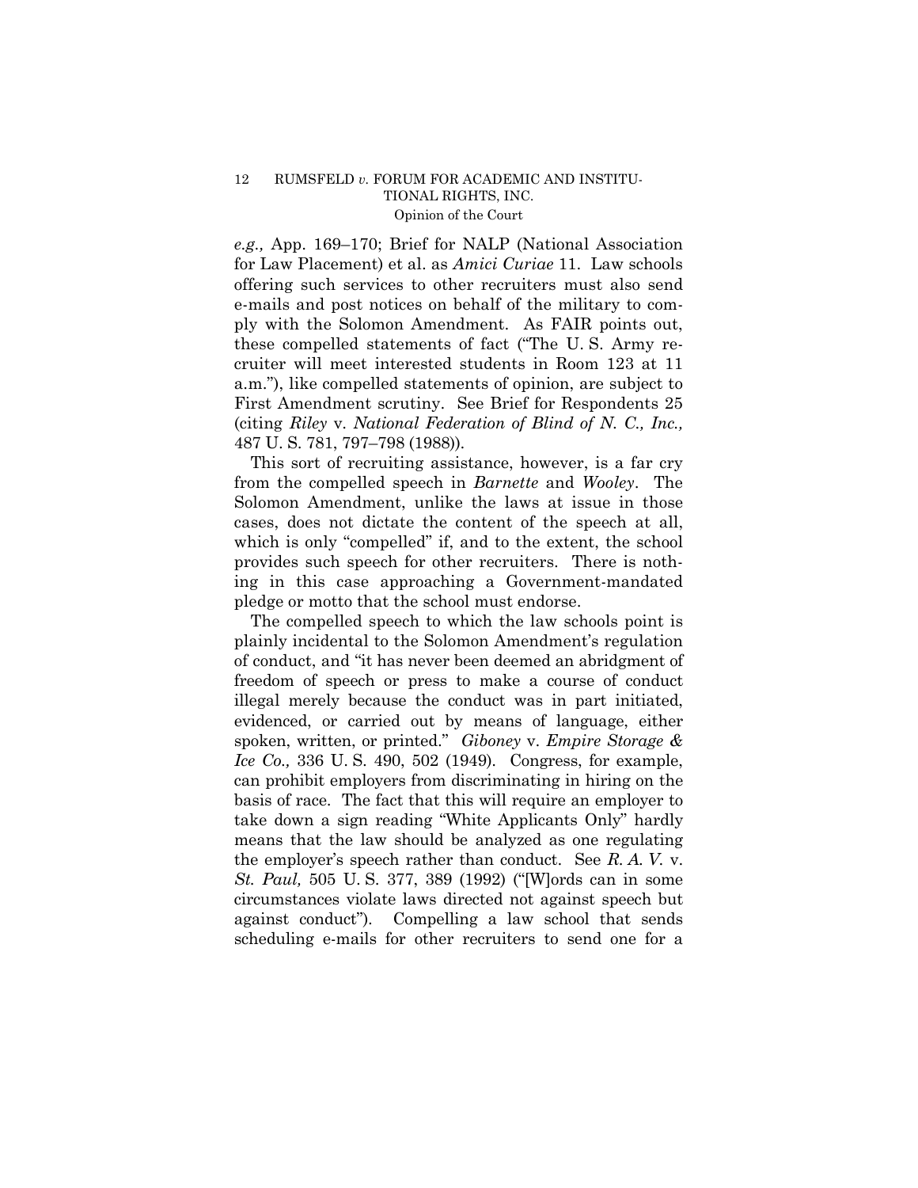*e.g.,* App. 169–170; Brief for NALP (National Association for Law Placement) et al. as *Amici Curiae* 11. Law schools offering such services to other recruiters must also send e-mails and post notices on behalf of the military to comply with the Solomon Amendment. As FAIR points out, these compelled statements of fact ("The U. S. Army recruiter will meet interested students in Room 123 at 11 a.m."), like compelled statements of opinion, are subject to First Amendment scrutiny. See Brief for Respondents 25 (citing *Riley* v. *National Federation of Blind of N. C., Inc.,* 487 U. S. 781, 797–798 (1988)).

This sort of recruiting assistance, however, is a far cry from the compelled speech in *Barnette* and *Wooley*. The Solomon Amendment, unlike the laws at issue in those cases, does not dictate the content of the speech at all, which is only "compelled" if, and to the extent, the school provides such speech for other recruiters. There is nothing in this case approaching a Government-mandated pledge or motto that the school must endorse.

The compelled speech to which the law schools point is plainly incidental to the Solomon Amendment's regulation of conduct, and "it has never been deemed an abridgment of freedom of speech or press to make a course of conduct illegal merely because the conduct was in part initiated, evidenced, or carried out by means of language, either spoken, written, or printed." *Giboney* v. *Empire Storage & Ice Co.,* 336 U. S. 490, 502 (1949). Congress, for example, can prohibit employers from discriminating in hiring on the basis of race. The fact that this will require an employer to take down a sign reading "White Applicants Only" hardly means that the law should be analyzed as one regulating the employer's speech rather than conduct. See *R. A. V.* v. *St. Paul,* 505 U. S. 377, 389 (1992) ("[W]ords can in some circumstances violate laws directed not against speech but against conduct"). Compelling a law school that sends scheduling e-mails for other recruiters to send one for a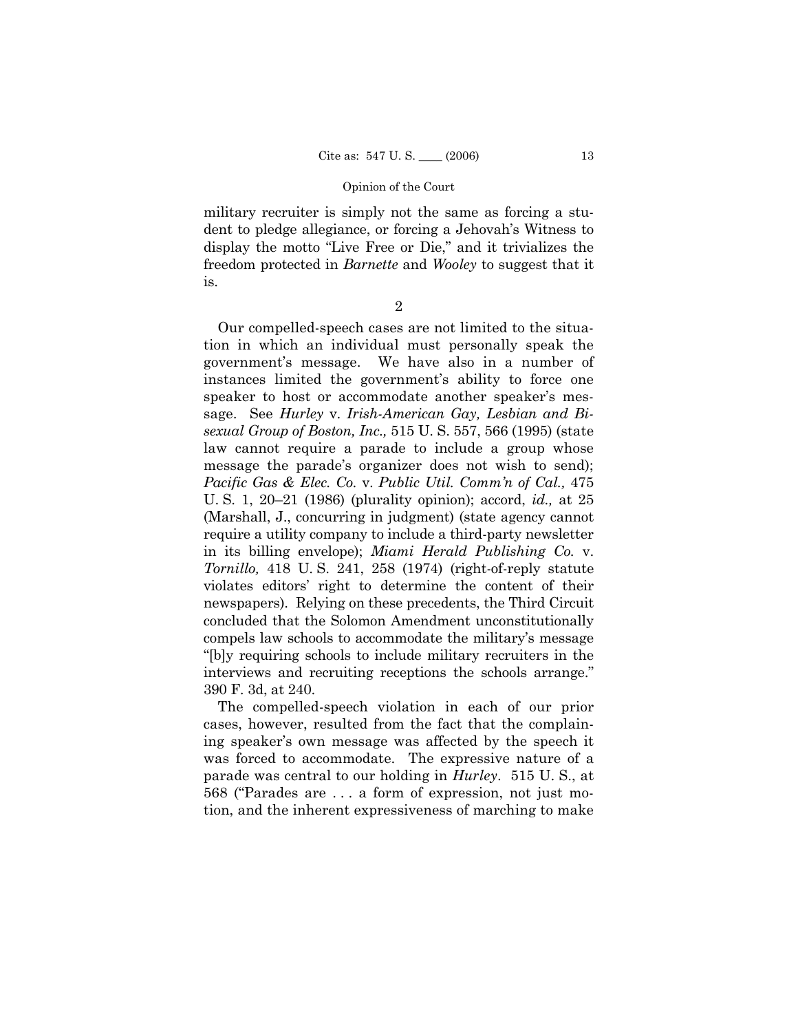military recruiter is simply not the same as forcing a student to pledge allegiance, or forcing a Jehovah's Witness to display the motto "Live Free or Die," and it trivializes the freedom protected in *Barnette* and *Wooley* to suggest that it is.

2

Our compelled-speech cases are not limited to the situation in which an individual must personally speak the government's message. We have also in a number of instances limited the government's ability to force one speaker to host or accommodate another speaker's message. See *Hurley* v. *Irish-American Gay, Lesbian and Bisexual Group of Boston, Inc.,* 515 U. S. 557, 566 (1995) (state law cannot require a parade to include a group whose message the parade's organizer does not wish to send); *Pacific Gas & Elec. Co.* v. *Public Util. Comm'n of Cal.,* 475 U. S. 1, 20–21 (1986) (plurality opinion); accord, *id.,* at 25 (Marshall, J., concurring in judgment) (state agency cannot require a utility company to include a third-party newsletter in its billing envelope); *Miami Herald Publishing Co.* v. *Tornillo,* 418 U. S. 241, 258 (1974) (right-of-reply statute violates editors' right to determine the content of their newspapers). Relying on these precedents, the Third Circuit concluded that the Solomon Amendment unconstitutionally compels law schools to accommodate the military's message "[b]y requiring schools to include military recruiters in the interviews and recruiting receptions the schools arrange." 390 F. 3d, at 240.

The compelled-speech violation in each of our prior cases, however, resulted from the fact that the complaining speaker's own message was affected by the speech it was forced to accommodate. The expressive nature of a parade was central to our holding in *Hurley*. 515 U. S., at 568 ("Parades are . . . a form of expression, not just motion, and the inherent expressiveness of marching to make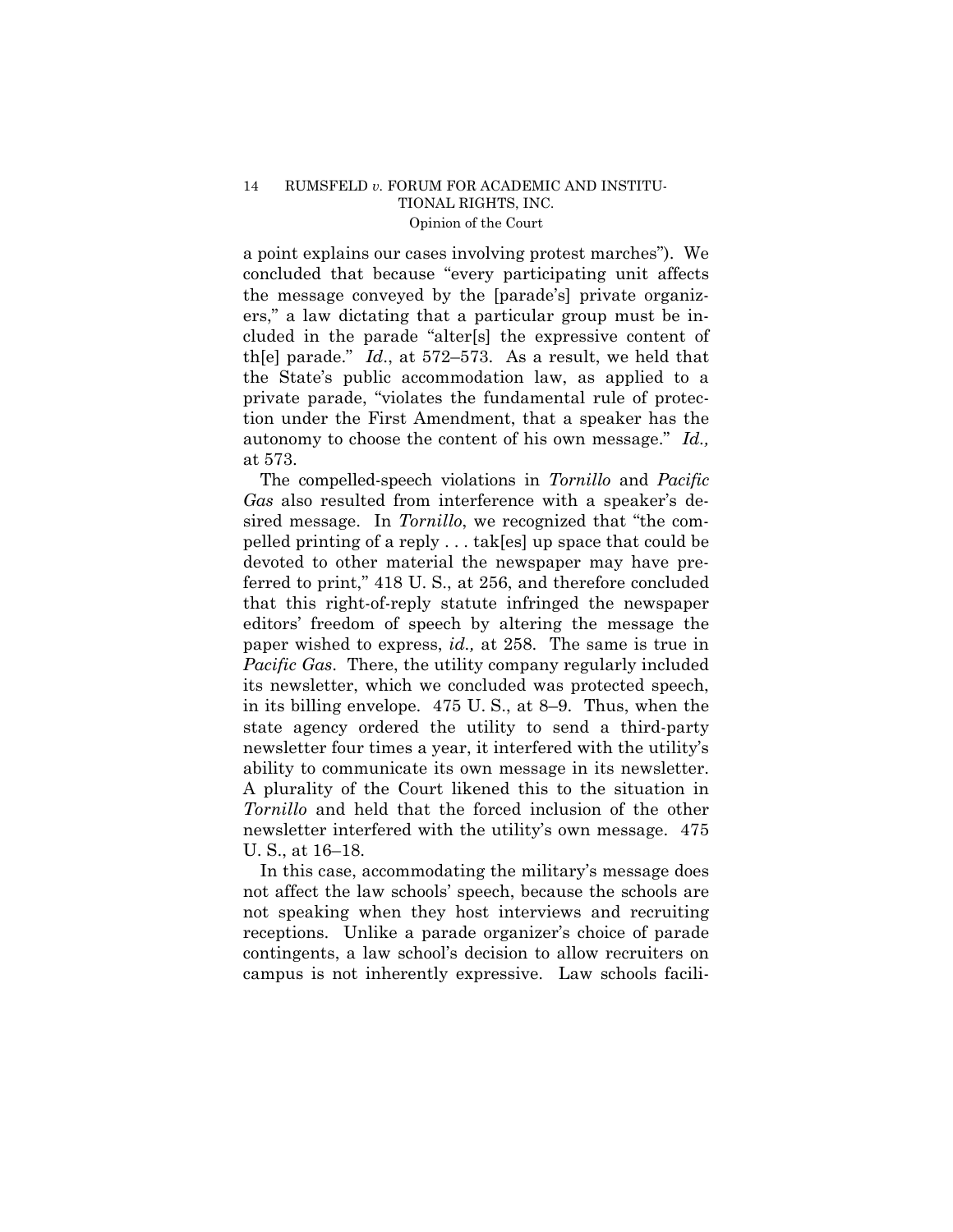a point explains our cases involving protest marches"). We concluded that because "every participating unit affects the message conveyed by the [parade's] private organizers," a law dictating that a particular group must be included in the parade "alter[s] the expressive content of th[e] parade." *Id*., at 572–573. As a result, we held that the State's public accommodation law, as applied to a private parade, "violates the fundamental rule of protection under the First Amendment, that a speaker has the autonomy to choose the content of his own message." *Id.,* at 573.

The compelled-speech violations in *Tornillo* and *Pacific Gas* also resulted from interference with a speaker's desired message. In *Tornillo*, we recognized that "the compelled printing of a reply . . . tak[es] up space that could be devoted to other material the newspaper may have preferred to print," 418 U. S., at 256, and therefore concluded that this right-of-reply statute infringed the newspaper editors' freedom of speech by altering the message the paper wished to express, *id.,* at 258. The same is true in *Pacific Gas*. There, the utility company regularly included its newsletter, which we concluded was protected speech, in its billing envelope. 475 U. S., at 8–9. Thus, when the state agency ordered the utility to send a third-party newsletter four times a year, it interfered with the utility's ability to communicate its own message in its newsletter. A plurality of the Court likened this to the situation in *Tornillo* and held that the forced inclusion of the other newsletter interfered with the utility's own message. 475 U. S., at 16–18.

In this case, accommodating the military's message does not affect the law schools' speech, because the schools are not speaking when they host interviews and recruiting receptions. Unlike a parade organizer's choice of parade contingents, a law school's decision to allow recruiters on campus is not inherently expressive. Law schools facili-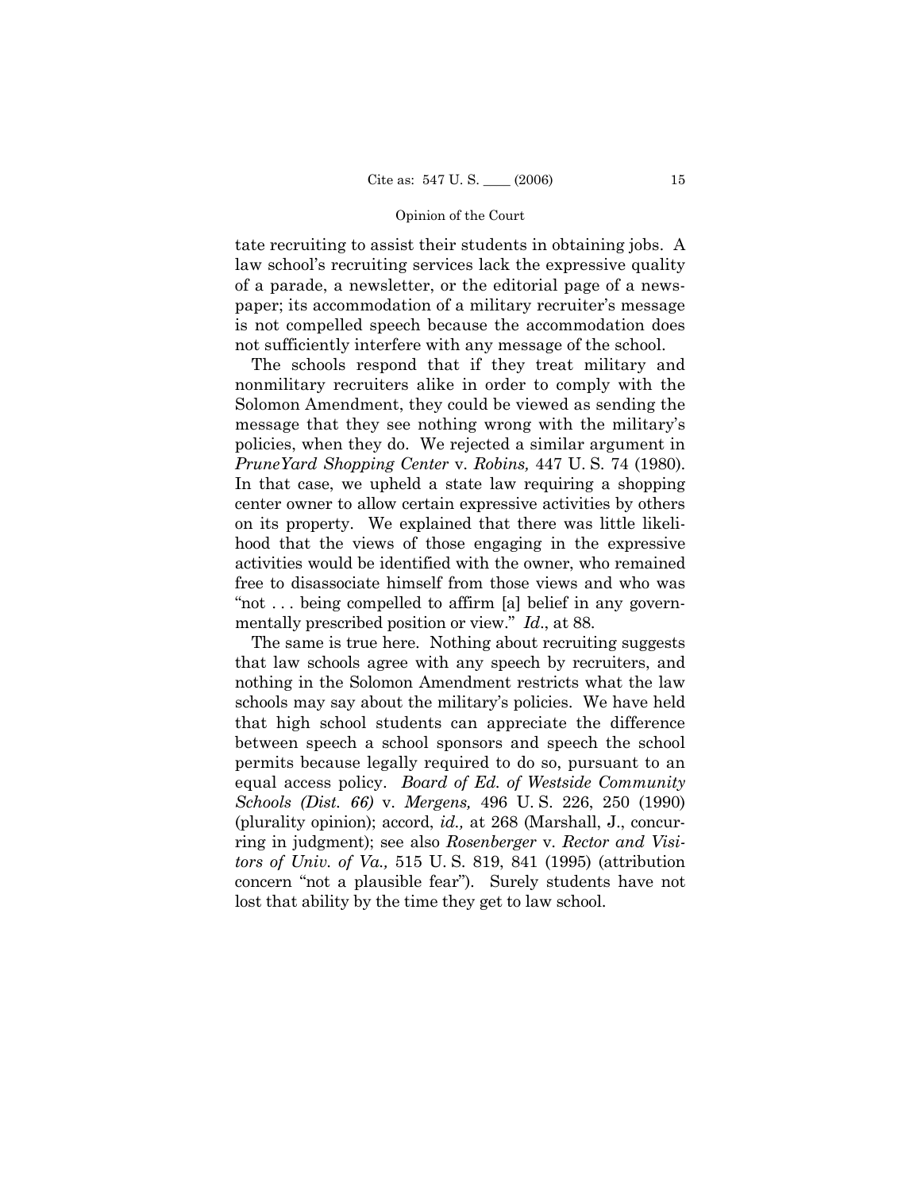tate recruiting to assist their students in obtaining jobs. A law school's recruiting services lack the expressive quality of a parade, a newsletter, or the editorial page of a newspaper; its accommodation of a military recruiter's message is not compelled speech because the accommodation does not sufficiently interfere with any message of the school.

The schools respond that if they treat military and nonmilitary recruiters alike in order to comply with the Solomon Amendment, they could be viewed as sending the message that they see nothing wrong with the military's policies, when they do. We rejected a similar argument in *PruneYard Shopping Center* v. *Robins,* 447 U. S. 74 (1980). In that case, we upheld a state law requiring a shopping center owner to allow certain expressive activities by others on its property. We explained that there was little likelihood that the views of those engaging in the expressive activities would be identified with the owner, who remained free to disassociate himself from those views and who was "not . . . being compelled to affirm [a] belief in any governmentally prescribed position or view." *Id*., at 88.

The same is true here. Nothing about recruiting suggests that law schools agree with any speech by recruiters, and nothing in the Solomon Amendment restricts what the law schools may say about the military's policies. We have held that high school students can appreciate the difference between speech a school sponsors and speech the school permits because legally required to do so, pursuant to an equal access policy. *Board of Ed. of Westside Community Schools (Dist. 66)* v. *Mergens,* 496 U. S. 226, 250 (1990) (plurality opinion); accord, *id.,* at 268 (Marshall, J., concurring in judgment); see also *Rosenberger* v. *Rector and Visitors of Univ. of Va.,* 515 U. S. 819, 841 (1995) (attribution concern "not a plausible fear"). Surely students have not lost that ability by the time they get to law school.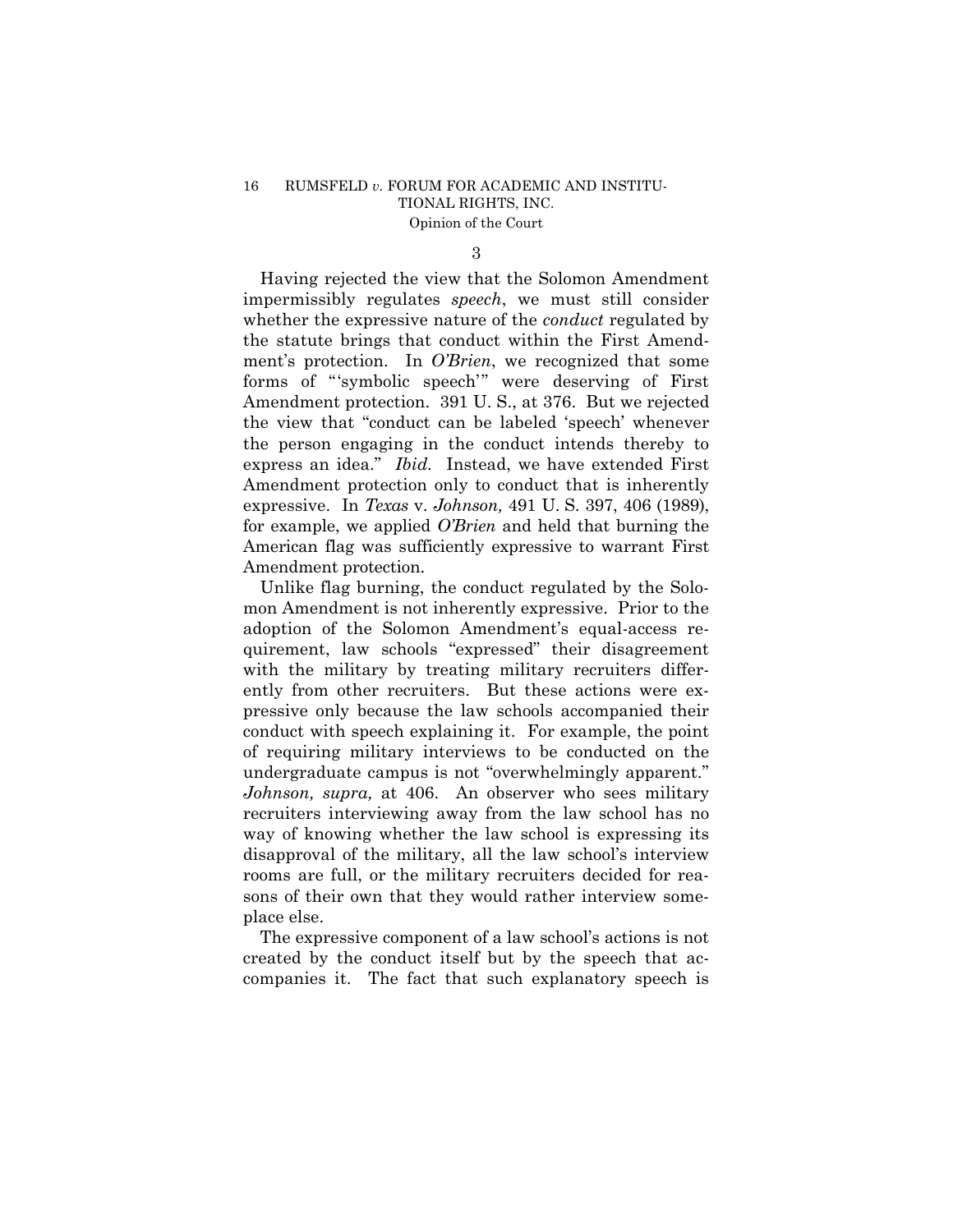3

Having rejected the view that the Solomon Amendment impermissibly regulates *speech*, we must still consider whether the expressive nature of the *conduct* regulated by the statute brings that conduct within the First Amendment's protection. In *O'Brien*, we recognized that some forms of "'symbolic speech'" were deserving of First Amendment protection. 391 U. S., at 376. But we rejected the view that "conduct can be labeled 'speech' whenever the person engaging in the conduct intends thereby to express an idea." *Ibid.* Instead, we have extended First Amendment protection only to conduct that is inherently expressive. In *Texas* v. *Johnson,* 491 U. S. 397, 406 (1989), for example, we applied *O'Brien* and held that burning the American flag was sufficiently expressive to warrant First Amendment protection.

Unlike flag burning, the conduct regulated by the Solomon Amendment is not inherently expressive. Prior to the adoption of the Solomon Amendment's equal-access requirement, law schools "expressed" their disagreement with the military by treating military recruiters differently from other recruiters. But these actions were expressive only because the law schools accompanied their conduct with speech explaining it. For example, the point of requiring military interviews to be conducted on the undergraduate campus is not "overwhelmingly apparent." *Johnson, supra,* at 406. An observer who sees military recruiters interviewing away from the law school has no way of knowing whether the law school is expressing its disapproval of the military, all the law school's interview rooms are full, or the military recruiters decided for reasons of their own that they would rather interview someplace else.

The expressive component of a law school's actions is not created by the conduct itself but by the speech that accompanies it. The fact that such explanatory speech is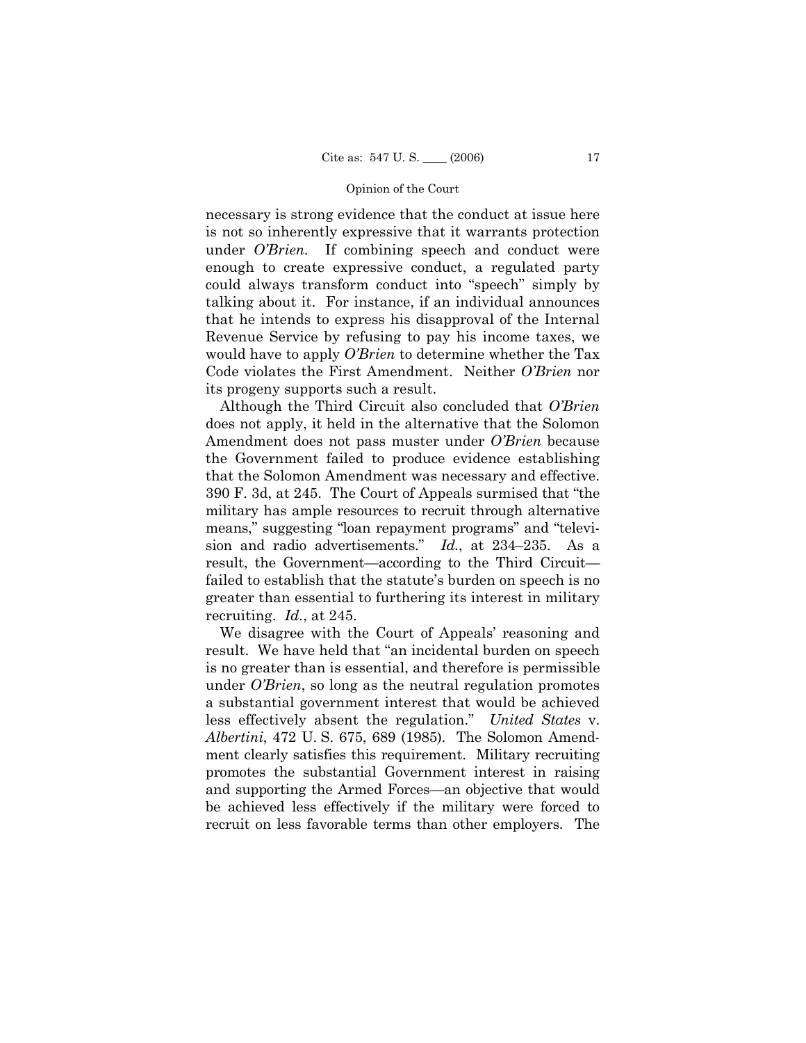necessary is strong evidence that the conduct at issue here is not so inherently expressive that it warrants protection under *O'Brien*. If combining speech and conduct were enough to create expressive conduct, a regulated party could always transform conduct into "speech" simply by talking about it. For instance, if an individual announces that he intends to express his disapproval of the Internal Revenue Service by refusing to pay his income taxes, we would have to apply *O'Brien* to determine whether the Tax Code violates the First Amendment. Neither *O'Brien* nor its progeny supports such a result.

Although the Third Circuit also concluded that *O'Brien* does not apply, it held in the alternative that the Solomon Amendment does not pass muster under *O'Brien* because the Government failed to produce evidence establishing that the Solomon Amendment was necessary and effective. 390 F. 3d, at 245. The Court of Appeals surmised that "the military has ample resources to recruit through alternative means," suggesting "loan repayment programs" and "television and radio advertisements." *Id.*, at 234–235. As a result, the Government—according to the Third Circuit—failed to establish that the statute's burden on speech is no greater than essential to furthering its interest in military recruiting. *Id.*, at 245.

We disagree with the Court of Appeals' reasoning and result. We have held that "an incidental burden on speech is no greater than is essential, and therefore is permissible under *O'Brien*, so long as the neutral regulation promotes a substantial government interest that would be achieved less effectively absent the regulation." *United States* v. *Albertini*, 472 U. S. 675, 689 (1985). The Solomon Amendment clearly satisfies this requirement. Military recruiting promotes the substantial Government interest in raising and supporting the Armed Forces—an objective that would be achieved less effectively if the military were forced to recruit on less favorable terms than other employers. The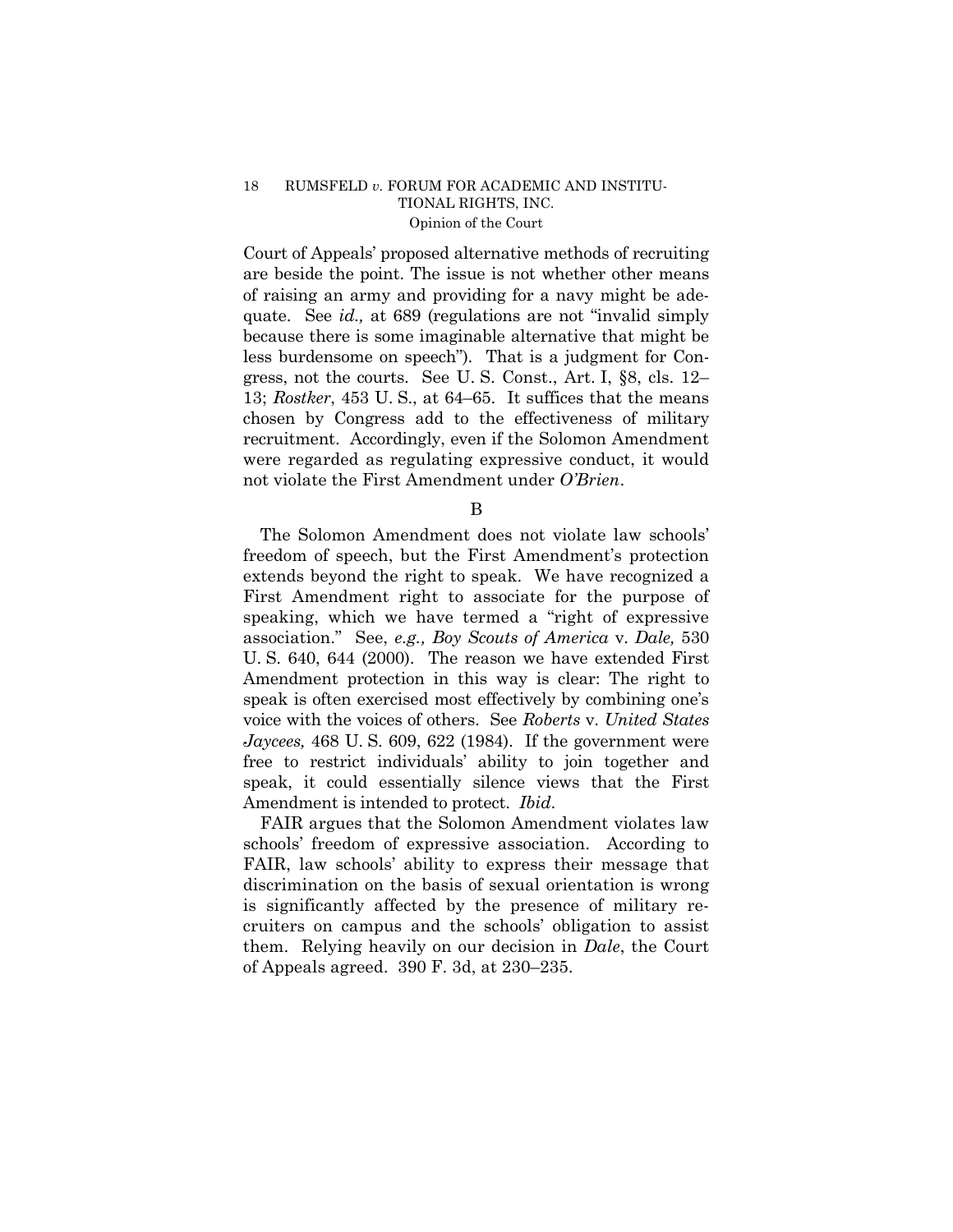Court of Appeals' proposed alternative methods of recruiting are beside the point. The issue is not whether other means of raising an army and providing for a navy might be adequate. See *id.,* at 689 (regulations are not "invalid simply because there is some imaginable alternative that might be less burdensome on speech"). That is a judgment for Congress, not the courts. See U. S. Const., Art. I, §8, cls. 12–13; *Rostker*, 453 U. S., at 64–65. It suffices that the means chosen by Congress add to the effectiveness of military recruitment. Accordingly, even if the Solomon Amendment were regarded as regulating expressive conduct, it would not violate the First Amendment under *O'Brien*.

B

The Solomon Amendment does not violate law schools' freedom of speech, but the First Amendment's protection extends beyond the right to speak. We have recognized a First Amendment right to associate for the purpose of speaking, which we have termed a "right of expressive association." See, *e.g., Boy Scouts of America* v. *Dale,* 530 U. S. 640, 644 (2000). The reason we have extended First Amendment protection in this way is clear: The right to speak is often exercised most effectively by combining one's voice with the voices of others. See *Roberts* v. *United States Jaycees,* 468 U. S. 609, 622 (1984). If the government were free to restrict individuals' ability to join together and speak, it could essentially silence views that the First Amendment is intended to protect. *Ibid*.

FAIR argues that the Solomon Amendment violates law schools' freedom of expressive association. According to FAIR, law schools' ability to express their message that discrimination on the basis of sexual orientation is wrong is significantly affected by the presence of military recruiters on campus and the schools' obligation to assist them. Relying heavily on our decision in *Dale*, the Court of Appeals agreed. 390 F. 3d, at 230–235.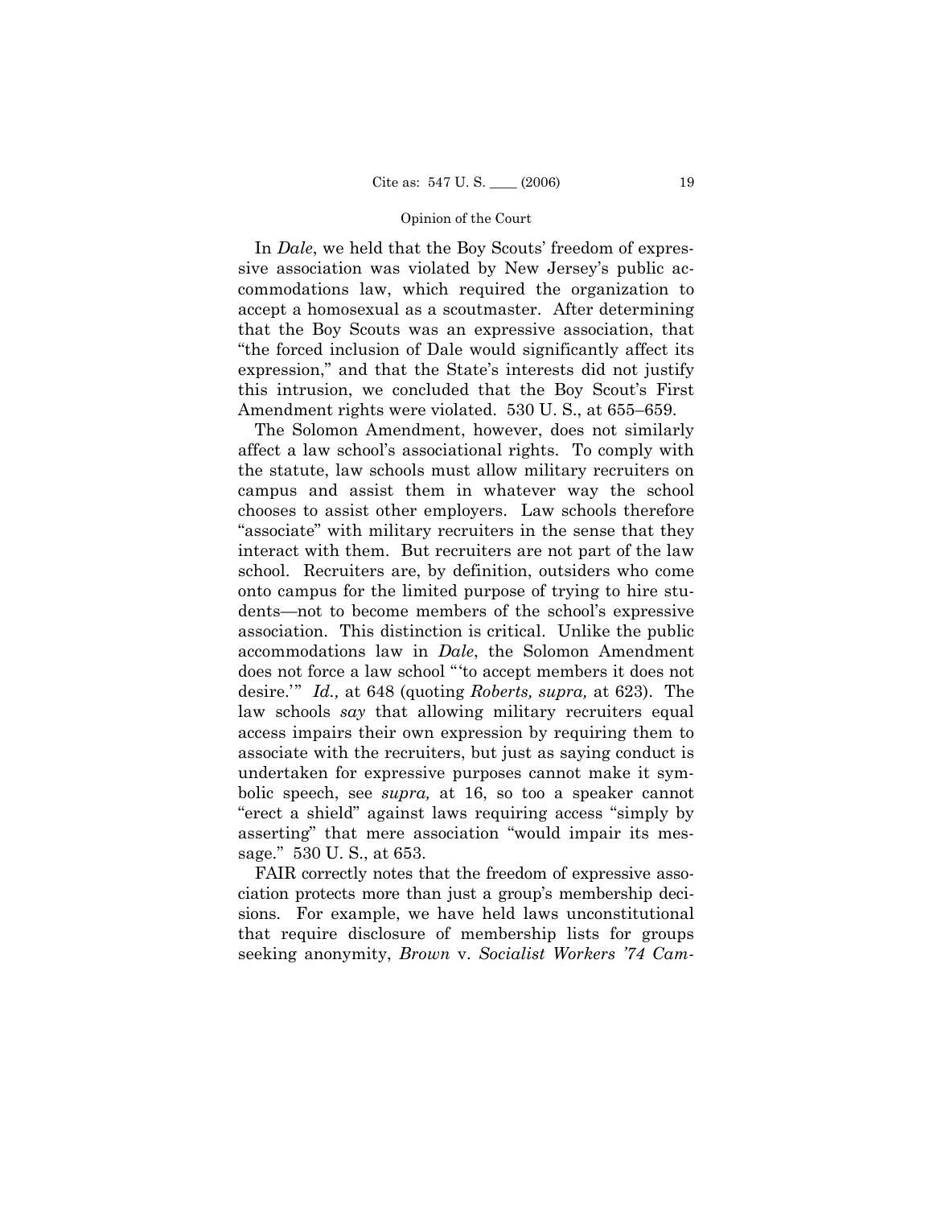In *Dale*, we held that the Boy Scouts' freedom of expressive association was violated by New Jersey's public accommodations law, which required the organization to accept a homosexual as a scoutmaster. After determining that the Boy Scouts was an expressive association, that "the forced inclusion of Dale would significantly affect its expression," and that the State's interests did not justify this intrusion, we concluded that the Boy Scout's First Amendment rights were violated. 530 U. S., at 655–659.

The Solomon Amendment, however, does not similarly affect a law school's associational rights. To comply with the statute, law schools must allow military recruiters on campus and assist them in whatever way the school chooses to assist other employers. Law schools therefore "associate" with military recruiters in the sense that they interact with them. But recruiters are not part of the law school. Recruiters are, by definition, outsiders who come onto campus for the limited purpose of trying to hire students—not to become members of the school's expressive association. This distinction is critical. Unlike the public accommodations law in *Dale*, the Solomon Amendment does not force a law school "'to accept members it does not desire.'" *Id.,* at 648 (quoting *Roberts, supra,* at 623). The law schools *say* that allowing military recruiters equal access impairs their own expression by requiring them to associate with the recruiters, but just as saying conduct is undertaken for expressive purposes cannot make it symbolic speech, see *supra,* at 16, so too a speaker cannot "erect a shield" against laws requiring access "simply by asserting" that mere association "would impair its message." 530 U. S., at 653.

FAIR correctly notes that the freedom of expressive association protects more than just a group's membership decisions. For example, we have held laws unconstitutional that require disclosure of membership lists for groups seeking anonymity, *Brown* v. *Socialist Workers '74 Cam-*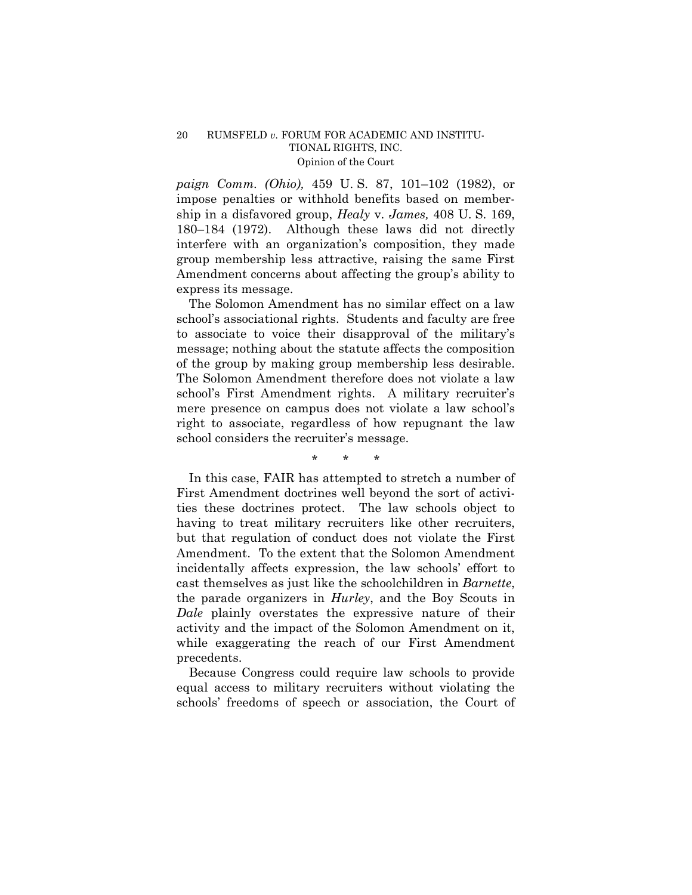*paign Comm. (Ohio),* 459 U. S. 87, 101–102 (1982), or impose penalties or withhold benefits based on membership in a disfavored group, *Healy* v. *James,* 408 U. S. 169, 180–184 (1972). Although these laws did not directly interfere with an organization's composition, they made group membership less attractive, raising the same First Amendment concerns about affecting the group's ability to express its message.

The Solomon Amendment has no similar effect on a law school's associational rights. Students and faculty are free to associate to voice their disapproval of the military's message; nothing about the statute affects the composition of the group by making group membership less desirable. The Solomon Amendment therefore does not violate a law school's First Amendment rights. A military recruiter's mere presence on campus does not violate a law school's right to associate, regardless of how repugnant the law school considers the recruiter's message.

\* \* \*

In this case, FAIR has attempted to stretch a number of First Amendment doctrines well beyond the sort of activities these doctrines protect. The law schools object to having to treat military recruiters like other recruiters, but that regulation of conduct does not violate the First Amendment. To the extent that the Solomon Amendment incidentally affects expression, the law schools' effort to cast themselves as just like the schoolchildren in *Barnette*, the parade organizers in *Hurley*, and the Boy Scouts in *Dale* plainly overstates the expressive nature of their activity and the impact of the Solomon Amendment on it, while exaggerating the reach of our First Amendment precedents.

Because Congress could require law schools to provide equal access to military recruiters without violating the schools' freedoms of speech or association, the Court of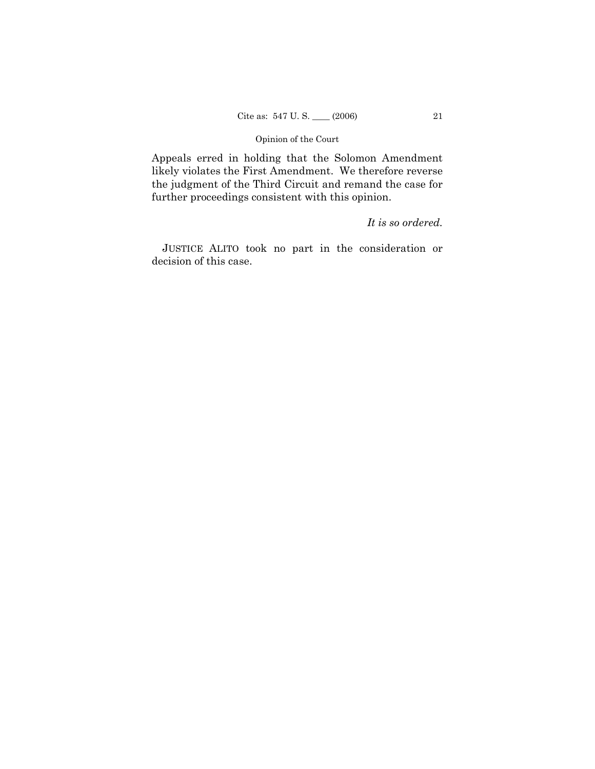Appeals erred in holding that the Solomon Amendment likely violates the First Amendment. We therefore reverse the judgment of the Third Circuit and remand the case for further proceedings consistent with this opinion.

*It is so ordered.*

JUSTICE ALITO took no part in the consideration or decision of this case.